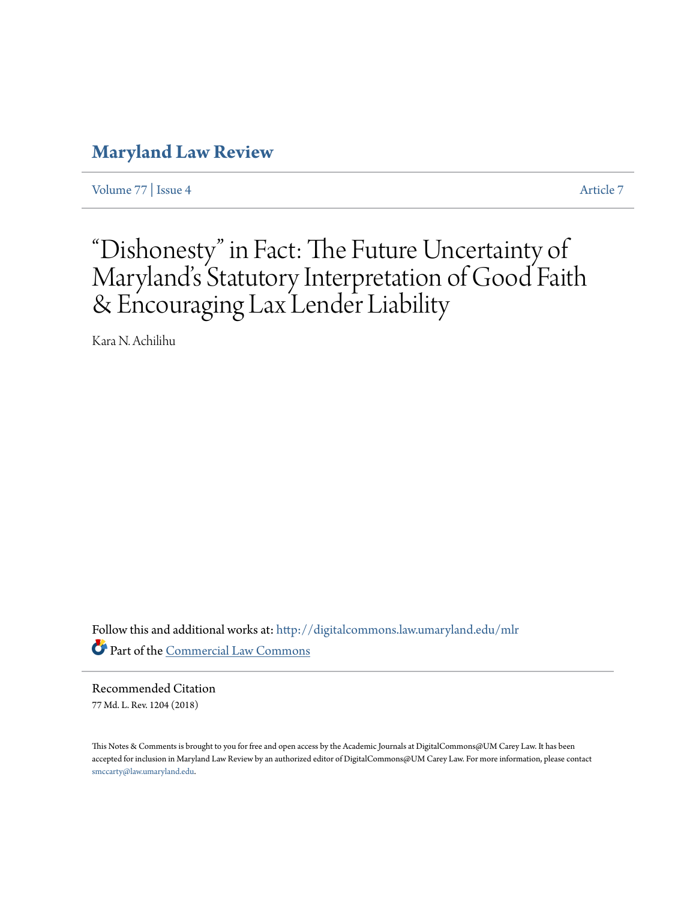# Maryland Law Review

Volume 77 | Issue 4 Article 7

# "Dishonesty" in Fact: The Future Uncertainty of Maryland's Statutory Interpretation of Good Faith & Encouraging Lax Lender Liability

Kara N. Achilihu

Follow this and additional works at: http://digitalcommons.law.umaryland.edu/mlr

Part of the Commercial Law Commons

Recommended Citation

77 Md. L. Rev. 1204 (2018)

This Notes & Comments is brought to you for free and open access by the Academic Journals at DigitalCommons@UM Carey Law. It has been accepted for inclusion in Maryland Law Review by an authorized editor of DigitalCommons@UM Carey Law. For more information, please contact smccarty@law.umaryland.edu.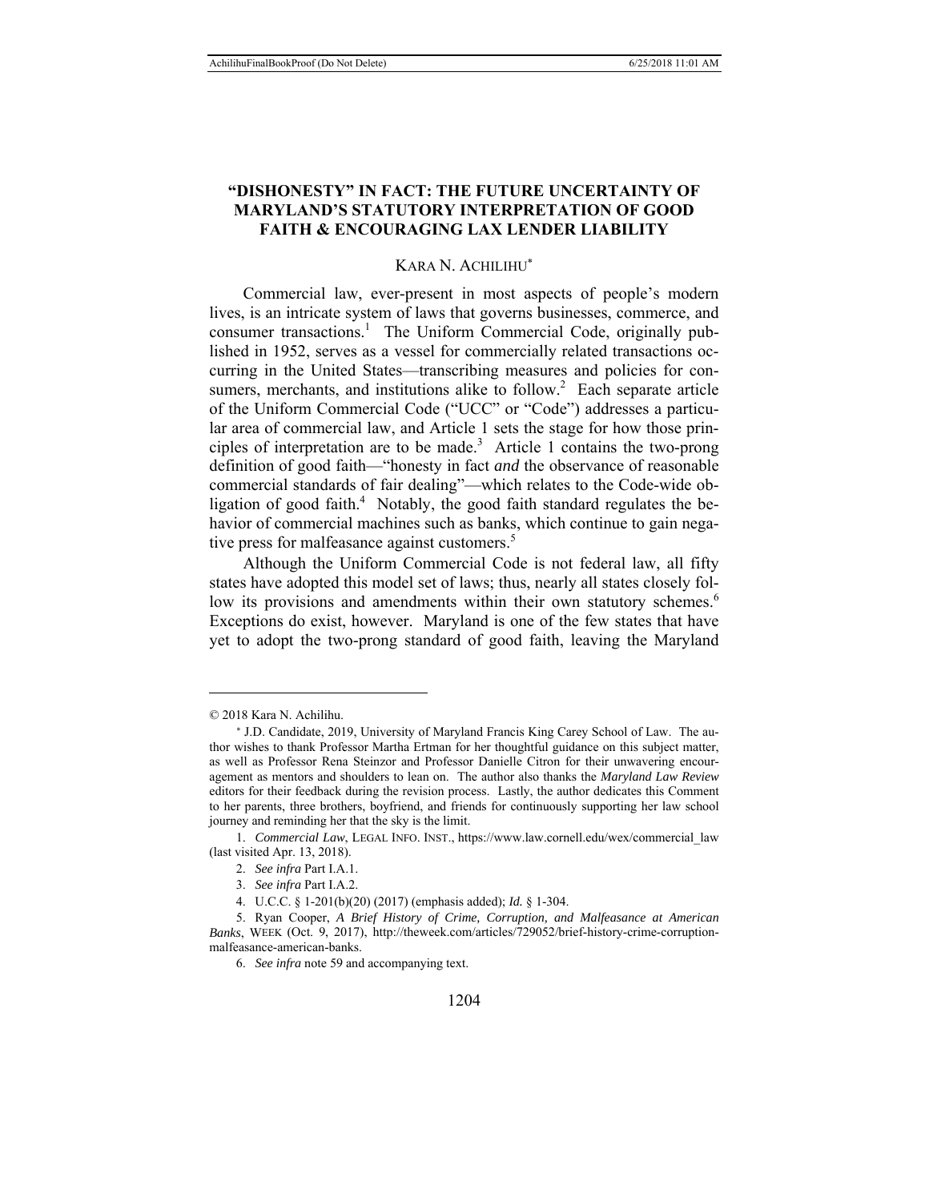# "DISHONESTY" IN FACT: THE FUTURE UNCERTAINTY OF MARYLAND'S STATUTORY INTERPRETATION OF GOOD FAITH & ENCOURAGING LAX LENDER LIABILITY

KARA N. ACHILIHU*

Commercial law, ever-present in most aspects of people's modern lives, is an intricate system of laws that governs businesses, commerce, and consumer transactions.[1] The Uniform Commercial Code, originally published in 1952, serves as a vessel for commercially related transactions occurring in the United States—transcribing measures and policies for consumers, merchants, and institutions alike to follow.[2] Each separate article of the Uniform Commercial Code ("UCC" or "Code") addresses a particular area of commercial law, and Article 1 sets the stage for how those principles of interpretation are to be made.[3] Article 1 contains the two-prong definition of good faith—"honesty in fact *and* the observance of reasonable commercial standards of fair dealing"—which relates to the Code-wide obligation of good faith.[4] Notably, the good faith standard regulates the behavior of commercial machines such as banks, which continue to gain negative press for malfeasance against customers.[5]

Although the Uniform Commercial Code is not federal law, all fifty states have adopted this model set of laws; thus, nearly all states closely follow its provisions and amendments within their own statutory schemes.[6] Exceptions do exist, however. Maryland is one of the few states that have yet to adopt the two-prong standard of good faith, leaving the Maryland

---

© 2018 Kara N. Achilihu.

\* J.D. Candidate, 2019, University of Maryland Francis King Carey School of Law. The author wishes to thank Professor Martha Ertman for her thoughtful guidance on this subject matter, as well as Professor Rena Steinzor and Professor Danielle Citron for their unwavering encouragement as mentors and shoulders to lean on. The author also thanks the *Maryland Law Review* editors for their feedback during the revision process. Lastly, the author dedicates this Comment to her parents, three brothers, boyfriend, and friends for continuously supporting her law school journey and reminding her that the sky is the limit.

1. *Commercial Law*, LEGAL INFO. INST., https://www.law.cornell.edu/wex/commercial_law (last visited Apr. 13, 2018).

2. *See infra* Part I.A.1.

3. *See infra* Part I.A.2.

4. U.C.C. § 1-201(b)(20) (2017) (emphasis added); *Id.* § 1-304.

5. Ryan Cooper, *A Brief History of Crime, Corruption, and Malfeasance at American Banks*, WEEK (Oct. 9, 2017), http://theweek.com/articles/729052/brief-history-crime-corruption-malfeasance-american-banks.

6. *See infra* note 59 and accompanying text.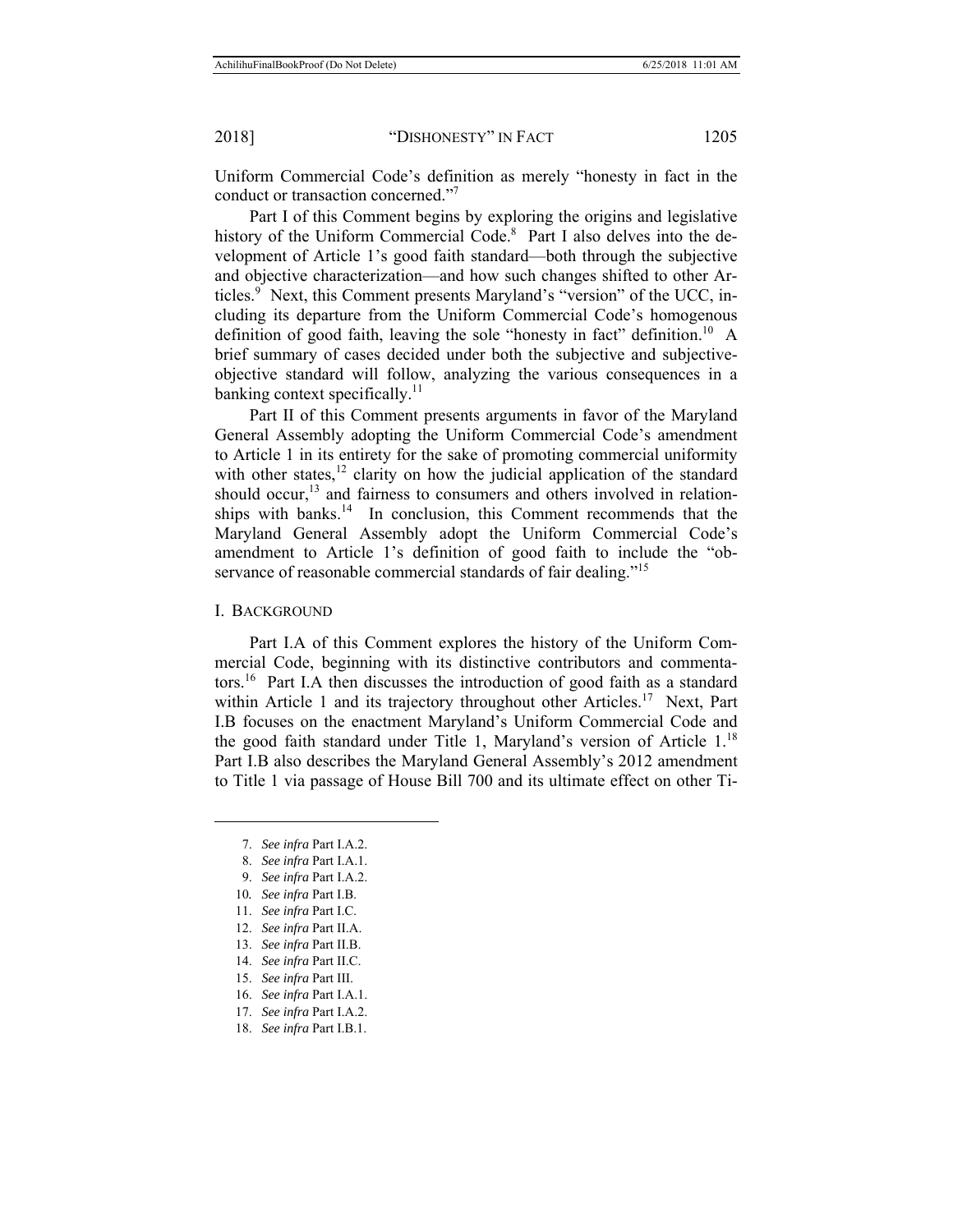Uniform Commercial Code's definition as merely "honesty in fact in the conduct or transaction concerned."[7]

Part I of this Comment begins by exploring the origins and legislative history of the Uniform Commercial Code.[8] Part I also delves into the development of Article 1's good faith standard—both through the subjective and objective characterization—and how such changes shifted to other Articles.[9] Next, this Comment presents Maryland's "version" of the UCC, including its departure from the Uniform Commercial Code's homogenous definition of good faith, leaving the sole "honesty in fact" definition.[10] A brief summary of cases decided under both the subjective and subjective-objective standard will follow, analyzing the various consequences in a banking context specifically.[11]

Part II of this Comment presents arguments in favor of the Maryland General Assembly adopting the Uniform Commercial Code's amendment to Article 1 in its entirety for the sake of promoting commercial uniformity with other states,[12] clarity on how the judicial application of the standard should occur,[13] and fairness to consumers and others involved in relationships with banks.[14] In conclusion, this Comment recommends that the Maryland General Assembly adopt the Uniform Commercial Code's amendment to Article 1's definition of good faith to include the "observance of reasonable commercial standards of fair dealing."[15]

## I. BACKGROUND

Part I.A of this Comment explores the history of the Uniform Commercial Code, beginning with its distinctive contributors and commentators.[16] Part I.A then discusses the introduction of good faith as a standard within Article 1 and its trajectory throughout other Articles.[17] Next, Part I.B focuses on the enactment Maryland's Uniform Commercial Code and the good faith standard under Title 1, Maryland's version of Article 1.[18] Part I.B also describes the Maryland General Assembly's 2012 amendment to Title 1 via passage of House Bill 700 and its ultimate effect on other Ti-

---

7. *See infra* Part I.A.2.
8. *See infra* Part I.A.1.
9. *See infra* Part I.A.2.
10. *See infra* Part I.B.
11. *See infra* Part I.C.
12. *See infra* Part II.A.
13. *See infra* Part II.B.
14. *See infra* Part II.C.
15. *See infra* Part III.
16. *See infra* Part I.A.1.
17. *See infra* Part I.A.2.
18. *See infra* Part I.B.1.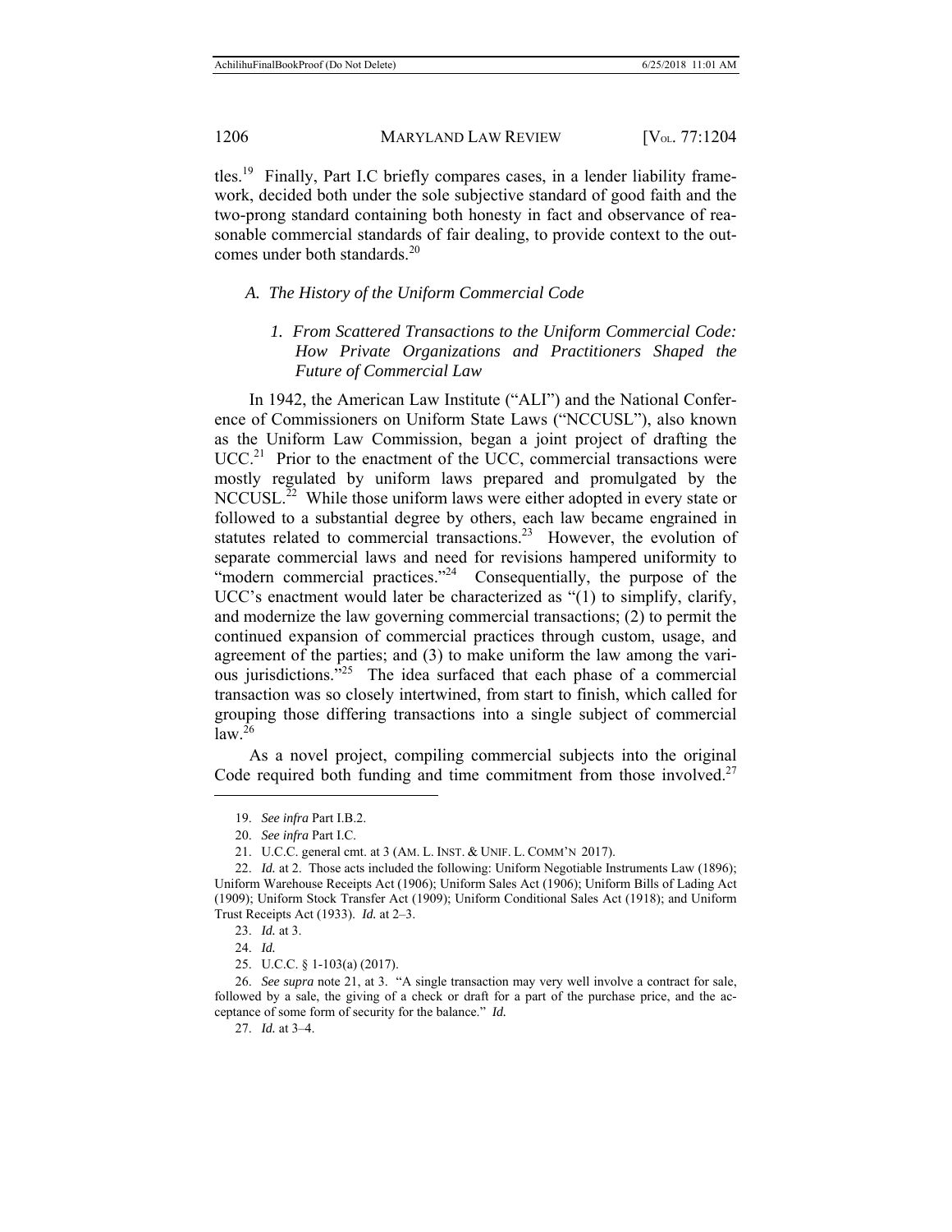tles.[19] Finally, Part I.C briefly compares cases, in a lender liability framework, decided both under the sole subjective standard of good faith and the two-prong standard containing both honesty in fact and observance of reasonable commercial standards of fair dealing, to provide context to the outcomes under both standards.[20]

### *A. The History of the Uniform Commercial Code*

#### *1. From Scattered Transactions to the Uniform Commercial Code: How Private Organizations and Practitioners Shaped the Future of Commercial Law*

In 1942, the American Law Institute ("ALI") and the National Conference of Commissioners on Uniform State Laws ("NCCUSL"), also known as the Uniform Law Commission, began a joint project of drafting the UCC.[21] Prior to the enactment of the UCC, commercial transactions were mostly regulated by uniform laws prepared and promulgated by the NCCUSL.[22] While those uniform laws were either adopted in every state or followed to a substantial degree by others, each law became engrained in statutes related to commercial transactions.[23] However, the evolution of separate commercial laws and need for revisions hampered uniformity to "modern commercial practices."[24] Consequentially, the purpose of the UCC's enactment would later be characterized as "(1) to simplify, clarify, and modernize the law governing commercial transactions; (2) to permit the continued expansion of commercial practices through custom, usage, and agreement of the parties; and (3) to make uniform the law among the various jurisdictions."[25] The idea surfaced that each phase of a commercial transaction was so closely intertwined, from start to finish, which called for grouping those differing transactions into a single subject of commercial law.[26]

As a novel project, compiling commercial subjects into the original Code required both funding and time commitment from those involved.[27]

---

19. *See infra* Part I.B.2.

20. *See infra* Part I.C.

21. U.C.C. general cmt. at 3 (AM. L. INST. & UNIF. L. COMM'N 2017).

22. *Id.* at 2. Those acts included the following: Uniform Negotiable Instruments Law (1896); Uniform Warehouse Receipts Act (1906); Uniform Sales Act (1906); Uniform Bills of Lading Act (1909); Uniform Stock Transfer Act (1909); Uniform Conditional Sales Act (1918); and Uniform Trust Receipts Act (1933). *Id.* at 2–3.

23. *Id.* at 3.

24. *Id.*

25. U.C.C. § 1-103(a) (2017).

26. *See supra* note 21, at 3. "A single transaction may very well involve a contract for sale, followed by a sale, the giving of a check or draft for a part of the purchase price, and the acceptance of some form of security for the balance." *Id.*

27. *Id.* at 3–4.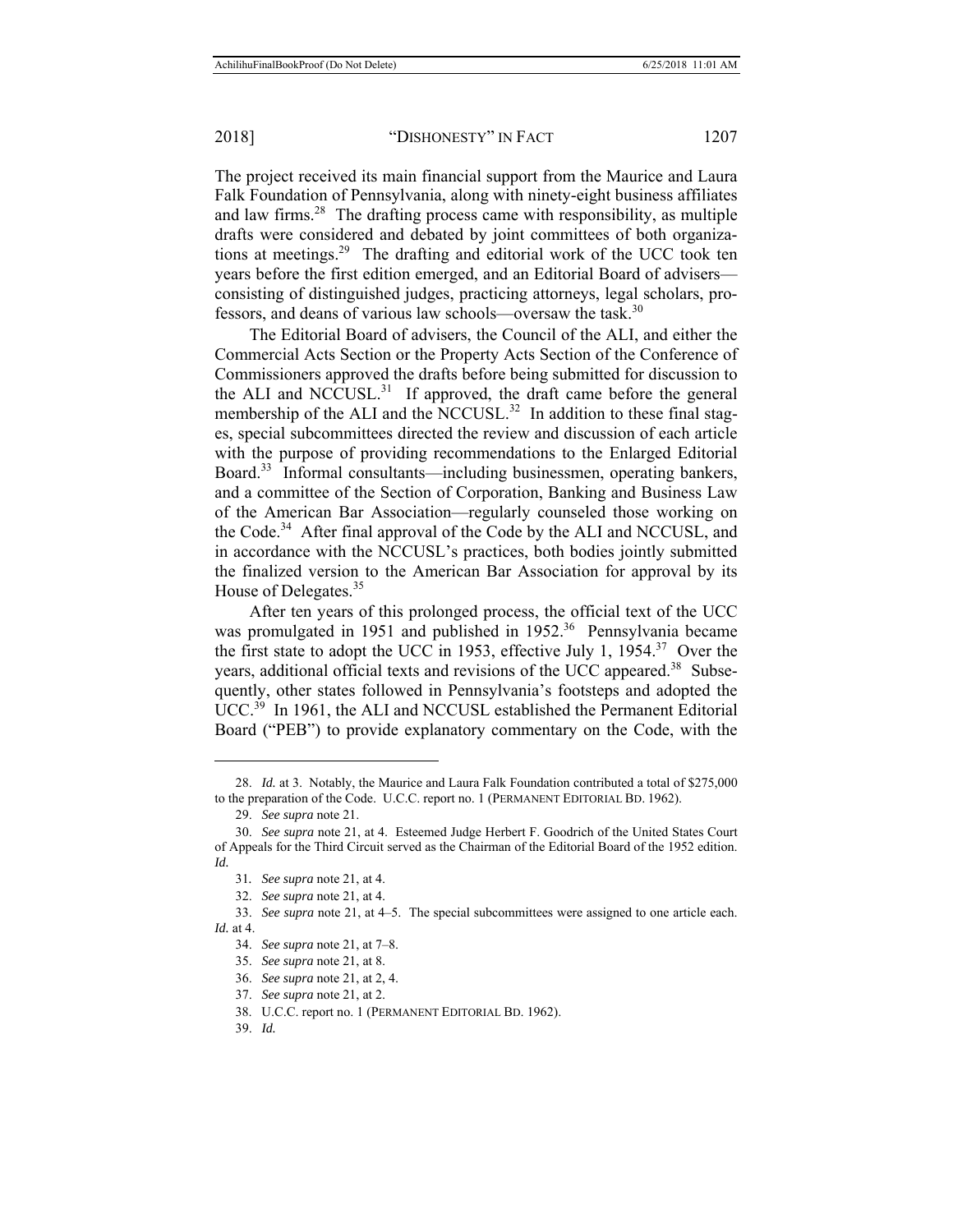The project received its main financial support from the Maurice and Laura Falk Foundation of Pennsylvania, along with ninety-eight business affiliates and law firms.[28] The drafting process came with responsibility, as multiple drafts were considered and debated by joint committees of both organizations at meetings.[29] The drafting and editorial work of the UCC took ten years before the first edition emerged, and an Editorial Board of advisers—consisting of distinguished judges, practicing attorneys, legal scholars, professors, and deans of various law schools—oversaw the task.[30]

The Editorial Board of advisers, the Council of the ALI, and either the Commercial Acts Section or the Property Acts Section of the Conference of Commissioners approved the drafts before being submitted for discussion to the ALI and NCCUSL.[31] If approved, the draft came before the general membership of the ALI and the NCCUSL.[32] In addition to these final stages, special subcommittees directed the review and discussion of each article with the purpose of providing recommendations to the Enlarged Editorial Board.[33] Informal consultants—including businessmen, operating bankers, and a committee of the Section of Corporation, Banking and Business Law of the American Bar Association—regularly counseled those working on the Code.[34] After final approval of the Code by the ALI and NCCUSL, and in accordance with the NCCUSL's practices, both bodies jointly submitted the finalized version to the American Bar Association for approval by its House of Delegates.[35]

After ten years of this prolonged process, the official text of the UCC was promulgated in 1951 and published in 1952.[36] Pennsylvania became the first state to adopt the UCC in 1953, effective July 1, 1954.[37] Over the years, additional official texts and revisions of the UCC appeared.[38] Subsequently, other states followed in Pennsylvania's footsteps and adopted the UCC.[39] In 1961, the ALI and NCCUSL established the Permanent Editorial Board ("PEB") to provide explanatory commentary on the Code, with the

---

28. *Id.* at 3. Notably, the Maurice and Laura Falk Foundation contributed a total of $275,000 to the preparation of the Code. U.C.C. report no. 1 (PERMANENT EDITORIAL BD. 1962).

29. *See supra* note 21.

30. *See supra* note 21, at 4. Esteemed Judge Herbert F. Goodrich of the United States Court of Appeals for the Third Circuit served as the Chairman of the Editorial Board of the 1952 edition. *Id.*

31. *See supra* note 21, at 4.

32. *See supra* note 21, at 4.

33. *See supra* note 21, at 4–5. The special subcommittees were assigned to one article each. *Id.* at 4.

34. *See supra* note 21, at 7–8.

35. *See supra* note 21, at 8.

36. *See supra* note 21, at 2, 4.

37. *See supra* note 21, at 2.

38. U.C.C. report no. 1 (PERMANENT EDITORIAL BD. 1962).

39. *Id.*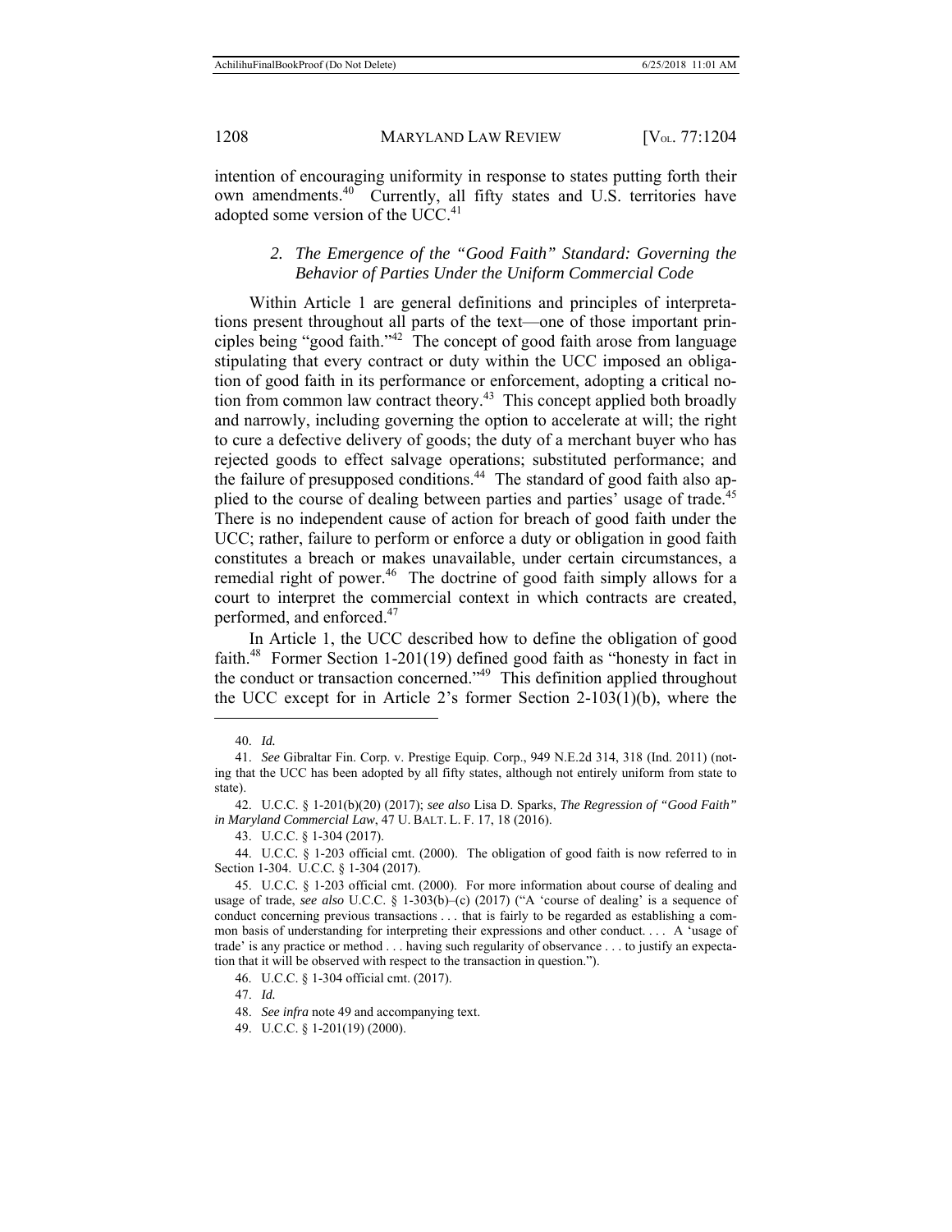intention of encouraging uniformity in response to states putting forth their own amendments.[40] Currently, all fifty states and U.S. territories have adopted some version of the UCC.[41]

### 2. *The Emergence of the "Good Faith" Standard: Governing the Behavior of Parties Under the Uniform Commercial Code*

Within Article 1 are general definitions and principles of interpretations present throughout all parts of the text—one of those important principles being "good faith."[42] The concept of good faith arose from language stipulating that every contract or duty within the UCC imposed an obligation of good faith in its performance or enforcement, adopting a critical notion from common law contract theory.[43] This concept applied both broadly and narrowly, including governing the option to accelerate at will; the right to cure a defective delivery of goods; the duty of a merchant buyer who has rejected goods to effect salvage operations; substituted performance; and the failure of presupposed conditions.[44] The standard of good faith also applied to the course of dealing between parties and parties' usage of trade.[45] There is no independent cause of action for breach of good faith under the UCC; rather, failure to perform or enforce a duty or obligation in good faith constitutes a breach or makes unavailable, under certain circumstances, a remedial right of power.[46] The doctrine of good faith simply allows for a court to interpret the commercial context in which contracts are created, performed, and enforced.[47]

In Article 1, the UCC described how to define the obligation of good faith.[48] Former Section 1-201(19) defined good faith as "honesty in fact in the conduct or transaction concerned."[49] This definition applied throughout the UCC except for in Article 2's former Section 2-103(1)(b), where the

---

40. *Id.*

41. *See* Gibraltar Fin. Corp. v. Prestige Equip. Corp., 949 N.E.2d 314, 318 (Ind. 2011) (noting that the UCC has been adopted by all fifty states, although not entirely uniform from state to state).

42. U.C.C. § 1-201(b)(20) (2017); *see also* Lisa D. Sparks, *The Regression of "Good Faith" in Maryland Commercial Law*, 47 U. BALT. L. F. 17, 18 (2016).

43. U.C.C. § 1-304 (2017).

44. U.C.C. § 1-203 official cmt. (2000). The obligation of good faith is now referred to in Section 1-304. U.C.C. § 1-304 (2017).

45. U.C.C. § 1-203 official cmt. (2000). For more information about course of dealing and usage of trade, *see also* U.C.C. § 1-303(b)–(c) (2017) ("A 'course of dealing' is a sequence of conduct concerning previous transactions . . . that is fairly to be regarded as establishing a common basis of understanding for interpreting their expressions and other conduct. . . . A 'usage of trade' is any practice or method . . . having such regularity of observance . . . to justify an expectation that it will be observed with respect to the transaction in question.").

46. U.C.C. § 1-304 official cmt. (2017).

47. *Id.*

48. *See infra* note 49 and accompanying text.

49. U.C.C. § 1-201(19) (2000).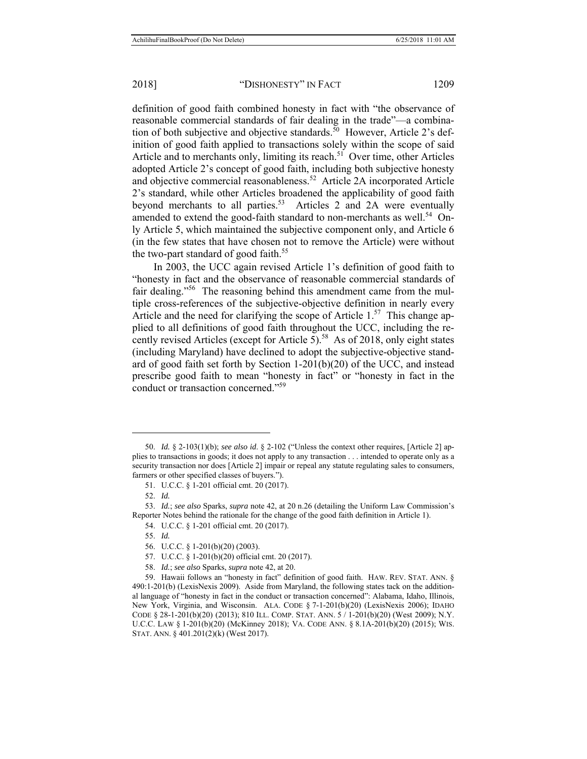definition of good faith combined honesty in fact with "the observance of reasonable commercial standards of fair dealing in the trade"—a combination of both subjective and objective standards.[50] However, Article 2's definition of good faith applied to transactions solely within the scope of said Article and to merchants only, limiting its reach.[51] Over time, other Articles adopted Article 2's concept of good faith, including both subjective honesty and objective commercial reasonableness.[52] Article 2A incorporated Article 2's standard, while other Articles broadened the applicability of good faith beyond merchants to all parties.[53] Articles 2 and 2A were eventually amended to extend the good-faith standard to non-merchants as well.[54] Only Article 5, which maintained the subjective component only, and Article 6 (in the few states that have chosen not to remove the Article) were without the two-part standard of good faith.[55]

In 2003, the UCC again revised Article 1's definition of good faith to "honesty in fact and the observance of reasonable commercial standards of fair dealing."[56] The reasoning behind this amendment came from the multiple cross-references of the subjective-objective definition in nearly every Article and the need for clarifying the scope of Article 1.[57] This change applied to all definitions of good faith throughout the UCC, including the recently revised Articles (except for Article 5).[58] As of 2018, only eight states (including Maryland) have declined to adopt the subjective-objective standard of good faith set forth by Section 1-201(b)(20) of the UCC, and instead prescribe good faith to mean "honesty in fact" or "honesty in fact in the conduct or transaction concerned."[59]

---

50. *Id.* § 2-103(1)(b); *see also id*. § 2-102 ("Unless the context other requires, [Article 2] applies to transactions in goods; it does not apply to any transaction . . . intended to operate only as a security transaction nor does [Article 2] impair or repeal any statute regulating sales to consumers, farmers or other specified classes of buyers.").

51. U.C.C. § 1-201 official cmt. 20 (2017).

52. *Id.*

53. *Id.*; *see also* Sparks, *supra* note 42, at 20 n.26 (detailing the Uniform Law Commission's Reporter Notes behind the rationale for the change of the good faith definition in Article 1).

54. U.C.C. § 1-201 official cmt. 20 (2017).

55. *Id.*

56. U.C.C. § 1-201(b)(20) (2003).

57. U.C.C. § 1-201(b)(20) official cmt. 20 (2017).

58. *Id.*; *see also* Sparks, *supra* note 42, at 20.

59. Hawaii follows an "honesty in fact" definition of good faith. HAW. REV. STAT. ANN. § 490:1-201(b) (LexisNexis 2009). Aside from Maryland, the following states tack on the additional language of "honesty in fact in the conduct or transaction concerned": Alabama, Idaho, Illinois, New York, Virginia, and Wisconsin. ALA. CODE § 7-1-201(b)(20) (LexisNexis 2006); IDAHO CODE § 28-1-201(b)(20) (2013); 810 ILL. COMP. STAT. ANN. 5 / 1-201(b)(20) (West 2009); N.Y. U.C.C. LAW § 1-201(b)(20) (McKinney 2018); VA. CODE ANN. § 8.1A-201(b)(20) (2015); WIS. STAT. ANN. § 401.201(2)(k) (West 2017).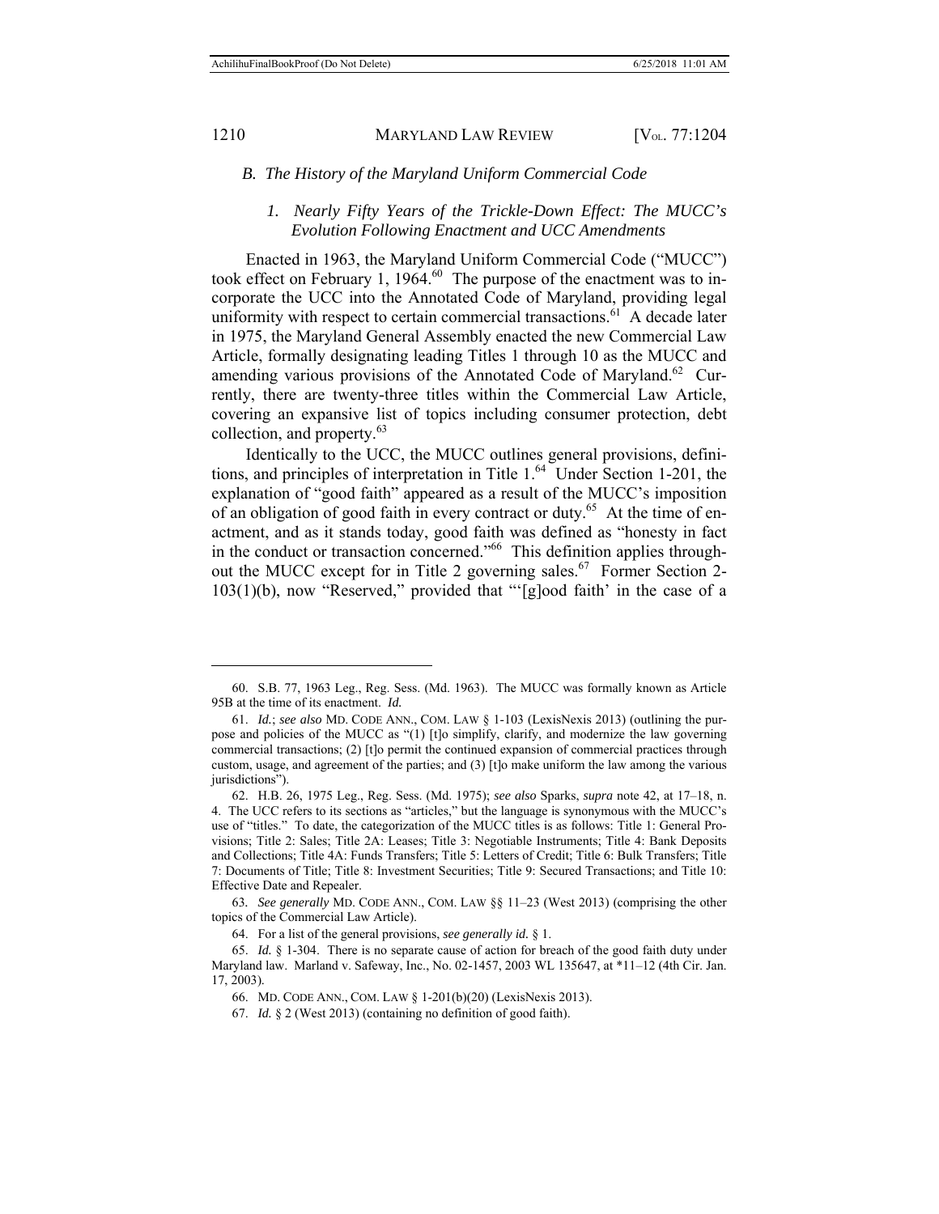### *B. The History of the Maryland Uniform Commercial Code*

#### *1. Nearly Fifty Years of the Trickle-Down Effect: The MUCC's Evolution Following Enactment and UCC Amendments*

Enacted in 1963, the Maryland Uniform Commercial Code ("MUCC") took effect on February 1, 1964.[60] The purpose of the enactment was to incorporate the UCC into the Annotated Code of Maryland, providing legal uniformity with respect to certain commercial transactions.[61] A decade later in 1975, the Maryland General Assembly enacted the new Commercial Law Article, formally designating leading Titles 1 through 10 as the MUCC and amending various provisions of the Annotated Code of Maryland.[62] Currently, there are twenty-three titles within the Commercial Law Article, covering an expansive list of topics including consumer protection, debt collection, and property.[63]

Identically to the UCC, the MUCC outlines general provisions, definitions, and principles of interpretation in Title 1.[64] Under Section 1-201, the explanation of "good faith" appeared as a result of the MUCC's imposition of an obligation of good faith in every contract or duty.[65] At the time of enactment, and as it stands today, good faith was defined as "honesty in fact in the conduct or transaction concerned."[66] This definition applies throughout the MUCC except for in Title 2 governing sales.[67] Former Section 2-103(1)(b), now "Reserved," provided that "'[g]ood faith' in the case of a

---

60. S.B. 77, 1963 Leg., Reg. Sess. (Md. 1963). The MUCC was formally known as Article 95B at the time of its enactment. *Id.*

61. *Id.*; *see also* MD. CODE ANN., COM. LAW § 1-103 (LexisNexis 2013) (outlining the purpose and policies of the MUCC as "(1) [t]o simplify, clarify, and modernize the law governing commercial transactions; (2) [t]o permit the continued expansion of commercial practices through custom, usage, and agreement of the parties; and (3) [t]o make uniform the law among the various jurisdictions").

62. H.B. 26, 1975 Leg., Reg. Sess. (Md. 1975); *see also* Sparks, *supra* note 42, at 17–18, n. 4. The UCC refers to its sections as "articles," but the language is synonymous with the MUCC's use of "titles." To date, the categorization of the MUCC titles is as follows: Title 1: General Provisions; Title 2: Sales; Title 2A: Leases; Title 3: Negotiable Instruments; Title 4: Bank Deposits and Collections; Title 4A: Funds Transfers; Title 5: Letters of Credit; Title 6: Bulk Transfers; Title 7: Documents of Title; Title 8: Investment Securities; Title 9: Secured Transactions; and Title 10: Effective Date and Repealer.

63. *See generally* MD. CODE ANN., COM. LAW §§ 11–23 (West 2013) (comprising the other topics of the Commercial Law Article).

64. For a list of the general provisions, *see generally id.* § 1.

65. *Id.* § 1-304. There is no separate cause of action for breach of the good faith duty under Maryland law. Marland v. Safeway, Inc., No. 02-1457, 2003 WL 135647, at *11–12 (4th Cir. Jan. 17, 2003).

66. MD. CODE ANN., COM. LAW § 1-201(b)(20) (LexisNexis 2013).

67. *Id.* § 2 (West 2013) (containing no definition of good faith).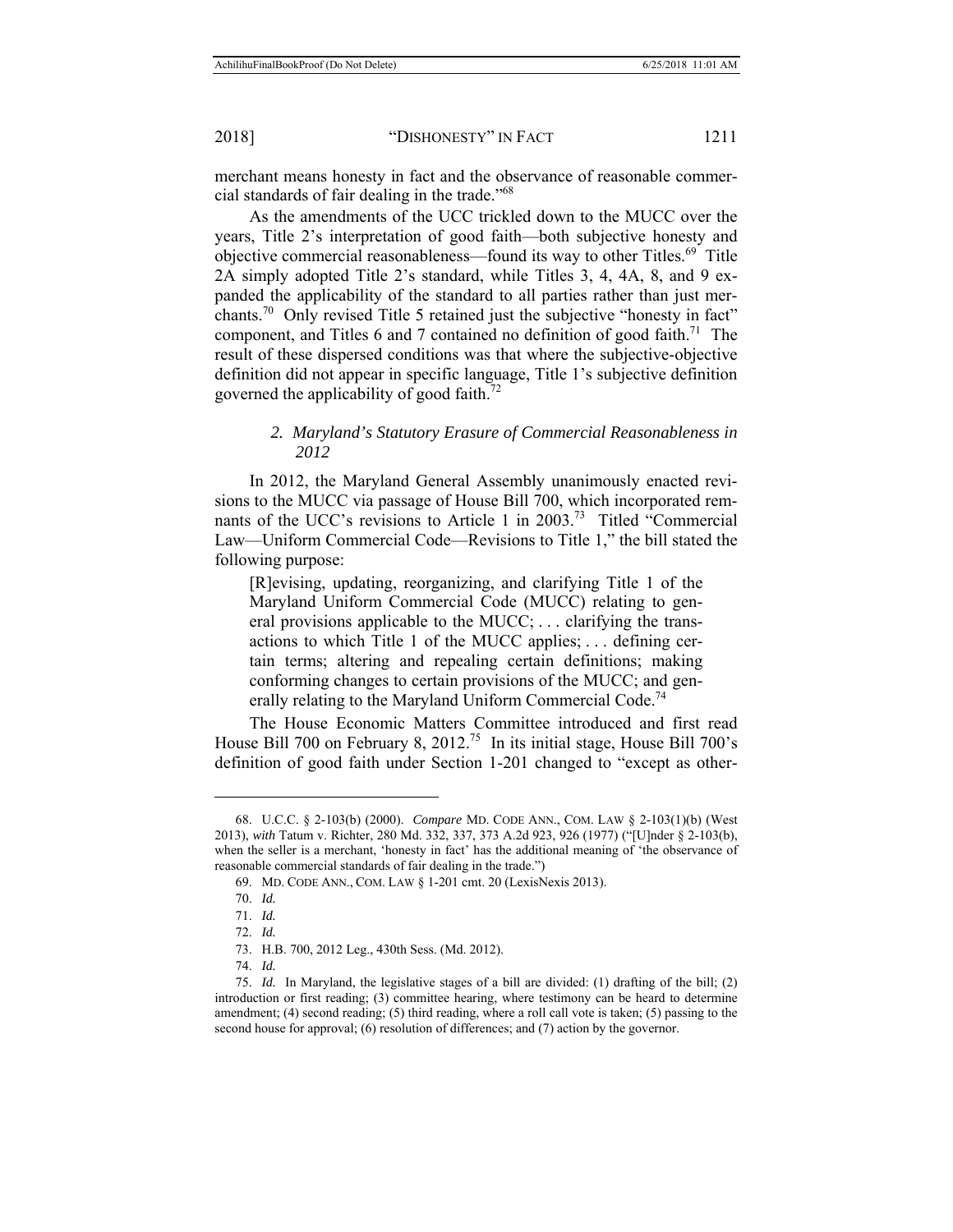merchant means honesty in fact and the observance of reasonable commercial standards of fair dealing in the trade."[68]

As the amendments of the UCC trickled down to the MUCC over the years, Title 2's interpretation of good faith—both subjective honesty and objective commercial reasonableness—found its way to other Titles.[69] Title 2A simply adopted Title 2's standard, while Titles 3, 4, 4A, 8, and 9 expanded the applicability of the standard to all parties rather than just merchants.[70] Only revised Title 5 retained just the subjective "honesty in fact" component, and Titles 6 and 7 contained no definition of good faith.[71] The result of these dispersed conditions was that where the subjective-objective definition did not appear in specific language, Title 1's subjective definition governed the applicability of good faith.[72]

### *2. Maryland's Statutory Erasure of Commercial Reasonableness in 2012*

In 2012, the Maryland General Assembly unanimously enacted revisions to the MUCC via passage of House Bill 700, which incorporated remnants of the UCC's revisions to Article 1 in 2003.[73] Titled "Commercial Law—Uniform Commercial Code—Revisions to Title 1," the bill stated the following purpose:

> [R]evising, updating, reorganizing, and clarifying Title 1 of the Maryland Uniform Commercial Code (MUCC) relating to general provisions applicable to the MUCC; . . . clarifying the transactions to which Title 1 of the MUCC applies; . . . defining certain terms; altering and repealing certain definitions; making conforming changes to certain provisions of the MUCC; and generally relating to the Maryland Uniform Commercial Code.[74]

The House Economic Matters Committee introduced and first read House Bill 700 on February 8, 2012.[75] In its initial stage, House Bill 700's definition of good faith under Section 1-201 changed to "except as other-

---

68. U.C.C. § 2-103(b) (2000). *Compare* MD. CODE ANN., COM. LAW § 2-103(1)(b) (West 2013), *with* Tatum v. Richter, 280 Md. 332, 337, 373 A.2d 923, 926 (1977) ("[U]nder § 2-103(b), when the seller is a merchant, 'honesty in fact' has the additional meaning of 'the observance of reasonable commercial standards of fair dealing in the trade.")

69. MD. CODE ANN., COM. LAW § 1-201 cmt. 20 (LexisNexis 2013).

70. *Id.*

71. *Id.*

72. *Id.*

73. H.B. 700, 2012 Leg., 430th Sess. (Md. 2012).

74. *Id.*

75. *Id.* In Maryland, the legislative stages of a bill are divided: (1) drafting of the bill; (2) introduction or first reading; (3) committee hearing, where testimony can be heard to determine amendment; (4) second reading; (5) third reading, where a roll call vote is taken; (5) passing to the second house for approval; (6) resolution of differences; and (7) action by the governor.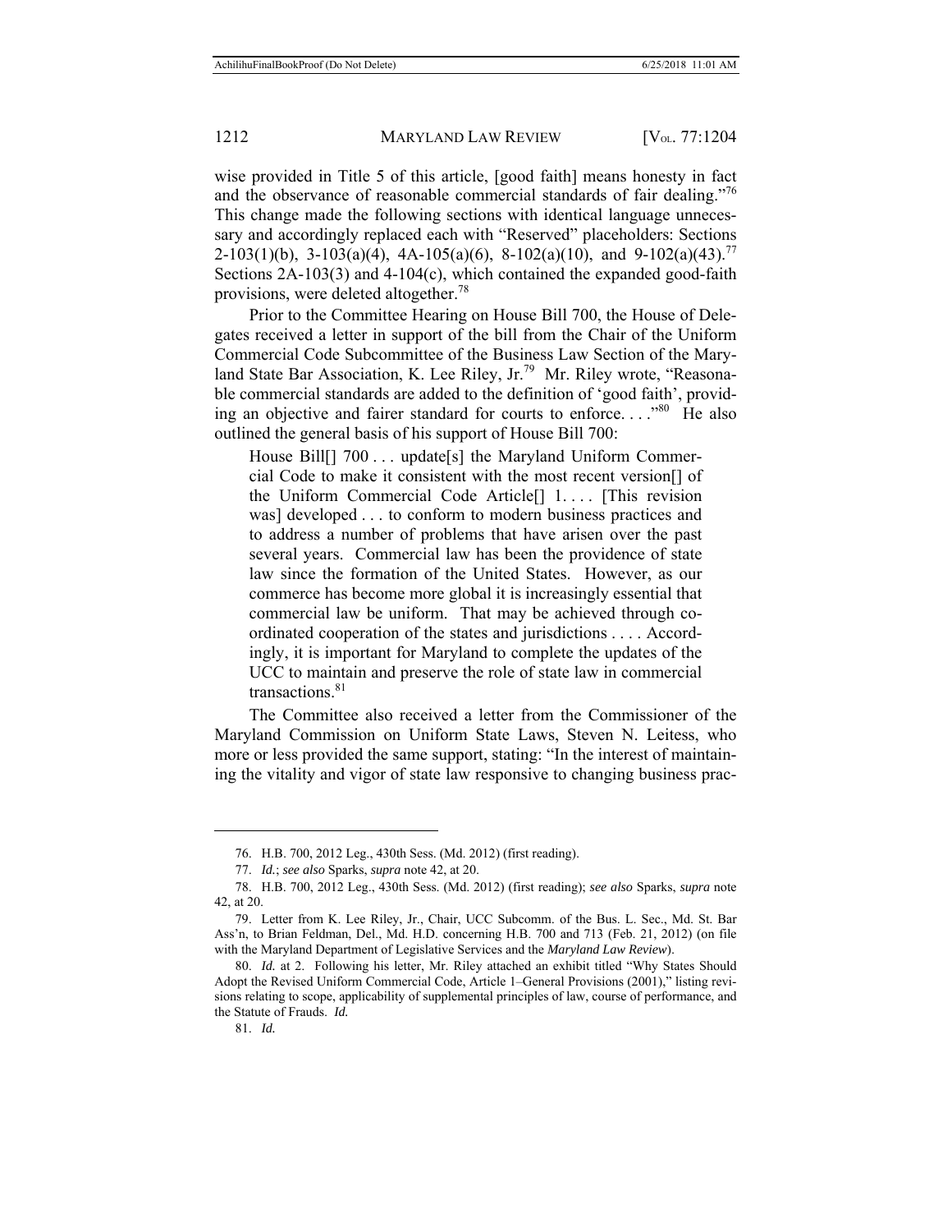wise provided in Title 5 of this article, [good faith] means honesty in fact and the observance of reasonable commercial standards of fair dealing."[76] This change made the following sections with identical language unnecessary and accordingly replaced each with "Reserved" placeholders: Sections 2-103(1)(b), 3-103(a)(4), 4A-105(a)(6), 8-102(a)(10), and 9-102(a)(43).[77] Sections 2A-103(3) and 4-104(c), which contained the expanded good-faith provisions, were deleted altogether.[78]

Prior to the Committee Hearing on House Bill 700, the House of Delegates received a letter in support of the bill from the Chair of the Uniform Commercial Code Subcommittee of the Business Law Section of the Maryland State Bar Association, K. Lee Riley, Jr.[79] Mr. Riley wrote, "Reasonable commercial standards are added to the definition of 'good faith', providing an objective and fairer standard for courts to enforce. . . ."[80] He also outlined the general basis of his support of House Bill 700:

> House Bill[] 700 . . . update[s] the Maryland Uniform Commercial Code to make it consistent with the most recent version[] of the Uniform Commercial Code Article[] 1. . . . [This revision was] developed . . . to conform to modern business practices and to address a number of problems that have arisen over the past several years. Commercial law has been the providence of state law since the formation of the United States. However, as our commerce has become more global it is increasingly essential that commercial law be uniform. That may be achieved through coordinated cooperation of the states and jurisdictions . . . . Accordingly, it is important for Maryland to complete the updates of the UCC to maintain and preserve the role of state law in commercial transactions.[81]

The Committee also received a letter from the Commissioner of the Maryland Commission on Uniform State Laws, Steven N. Leitess, who more or less provided the same support, stating: "In the interest of maintaining the vitality and vigor of state law responsive to changing business prac-

---

76. H.B. 700, 2012 Leg., 430th Sess. (Md. 2012) (first reading).

77. *Id.*; *see also* Sparks, *supra* note 42, at 20.

78. H.B. 700, 2012 Leg., 430th Sess. (Md. 2012) (first reading); *see also* Sparks, *supra* note 42, at 20.

79. Letter from K. Lee Riley, Jr., Chair, UCC Subcomm. of the Bus. L. Sec., Md. St. Bar Ass'n, to Brian Feldman, Del., Md. H.D. concerning H.B. 700 and 713 (Feb. 21, 2012) (on file with the Maryland Department of Legislative Services and the *Maryland Law Review*).

80. *Id.* at 2. Following his letter, Mr. Riley attached an exhibit titled "Why States Should Adopt the Revised Uniform Commercial Code, Article 1–General Provisions (2001)," listing revisions relating to scope, applicability of supplemental principles of law, course of performance, and the Statute of Frauds. *Id.*

81. *Id.*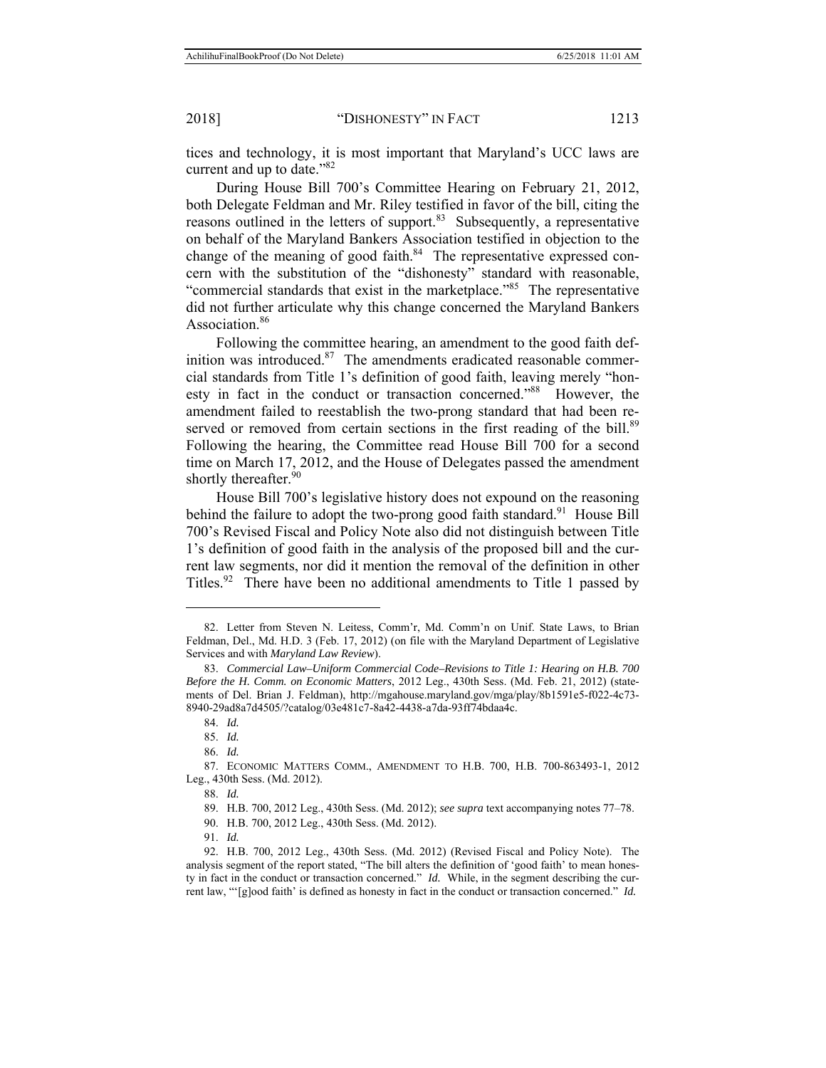tices and technology, it is most important that Maryland's UCC laws are current and up to date."[82]

During House Bill 700's Committee Hearing on February 21, 2012, both Delegate Feldman and Mr. Riley testified in favor of the bill, citing the reasons outlined in the letters of support.[83] Subsequently, a representative on behalf of the Maryland Bankers Association testified in objection to the change of the meaning of good faith.[84] The representative expressed concern with the substitution of the "dishonesty" standard with reasonable, "commercial standards that exist in the marketplace."[85] The representative did not further articulate why this change concerned the Maryland Bankers Association.[86]

Following the committee hearing, an amendment to the good faith definition was introduced.[87] The amendments eradicated reasonable commercial standards from Title 1's definition of good faith, leaving merely "honesty in fact in the conduct or transaction concerned."[88] However, the amendment failed to reestablish the two-prong standard that had been reserved or removed from certain sections in the first reading of the bill.[89] Following the hearing, the Committee read House Bill 700 for a second time on March 17, 2012, and the House of Delegates passed the amendment shortly thereafter.[90]

House Bill 700's legislative history does not expound on the reasoning behind the failure to adopt the two-prong good faith standard.[91] House Bill 700's Revised Fiscal and Policy Note also did not distinguish between Title 1's definition of good faith in the analysis of the proposed bill and the current law segments, nor did it mention the removal of the definition in other Titles.[92] There have been no additional amendments to Title 1 passed by

---

82. Letter from Steven N. Leitess, Comm'r, Md. Comm'n on Unif. State Laws, to Brian Feldman, Del., Md. H.D. 3 (Feb. 17, 2012) (on file with the Maryland Department of Legislative Services and with *Maryland Law Review*).

83. *Commercial Law–Uniform Commercial Code–Revisions to Title 1: Hearing on H.B. 700 Before the H. Comm. on Economic Matters*, 2012 Leg., 430th Sess. (Md. Feb. 21, 2012) (statements of Del. Brian J. Feldman), http://mgahouse.maryland.gov/mga/play/8b1591e5-f022-4c73-8940-29ad8a7d4505/?catalog/03e481c7-8a42-4438-a7da-93ff74bdaa4c.

84. *Id.*

85. *Id.*

86. *Id.*

87. ECONOMIC MATTERS COMM., AMENDMENT TO H.B. 700, H.B. 700-863493-1, 2012 Leg., 430th Sess. (Md. 2012).

88. *Id.*

89. H.B. 700, 2012 Leg., 430th Sess. (Md. 2012); *see supra* text accompanying notes 77–78.

90. H.B. 700, 2012 Leg., 430th Sess. (Md. 2012).

91. *Id.*

92. H.B. 700, 2012 Leg., 430th Sess. (Md. 2012) (Revised Fiscal and Policy Note). The analysis segment of the report stated, "The bill alters the definition of 'good faith' to mean honesty in fact in the conduct or transaction concerned." *Id.* While, in the segment describing the current law, "'[g]ood faith' is defined as honesty in fact in the conduct or transaction concerned." *Id.*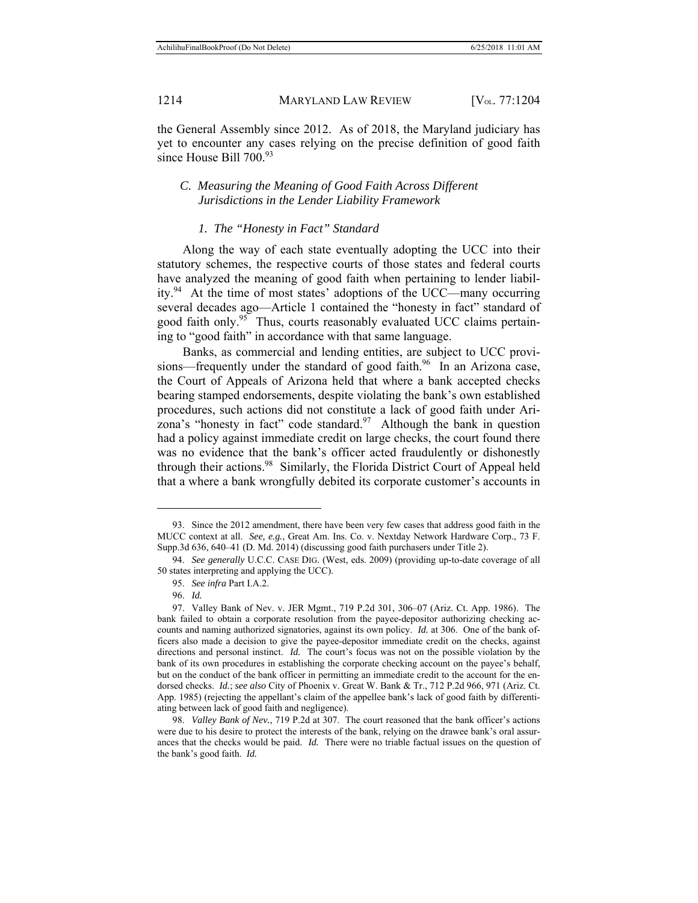the General Assembly since 2012. As of 2018, the Maryland judiciary has yet to encounter any cases relying on the precise definition of good faith since House Bill 700.[93]

### *C. Measuring the Meaning of Good Faith Across Different Jurisdictions in the Lender Liability Framework*

#### *1. The "Honesty in Fact" Standard*

Along the way of each state eventually adopting the UCC into their statutory schemes, the respective courts of those states and federal courts have analyzed the meaning of good faith when pertaining to lender liability.[94] At the time of most states' adoptions of the UCC—many occurring several decades ago—Article 1 contained the "honesty in fact" standard of good faith only.[95] Thus, courts reasonably evaluated UCC claims pertaining to "good faith" in accordance with that same language.

Banks, as commercial and lending entities, are subject to UCC provisions—frequently under the standard of good faith.[96] In an Arizona case, the Court of Appeals of Arizona held that where a bank accepted checks bearing stamped endorsements, despite violating the bank's own established procedures, such actions did not constitute a lack of good faith under Arizona's "honesty in fact" code standard.[97] Although the bank in question had a policy against immediate credit on large checks, the court found there was no evidence that the bank's officer acted fraudulently or dishonestly through their actions.[98] Similarly, the Florida District Court of Appeal held that a where a bank wrongfully debited its corporate customer's accounts in

---

93. Since the 2012 amendment, there have been very few cases that address good faith in the MUCC context at all. *See, e.g.*, Great Am. Ins. Co. v. Nextday Network Hardware Corp., 73 F. Supp.3d 636, 640–41 (D. Md. 2014) (discussing good faith purchasers under Title 2).

94. *See generally* U.C.C. CASE DIG. (West, eds. 2009) (providing up-to-date coverage of all 50 states interpreting and applying the UCC).

95. *See infra* Part I.A.2.

96. *Id.*

97. Valley Bank of Nev. v. JER Mgmt., 719 P.2d 301, 306–07 (Ariz. Ct. App. 1986). The bank failed to obtain a corporate resolution from the payee-depositor authorizing checking accounts and naming authorized signatories, against its own policy. *Id.* at 306. One of the bank officers also made a decision to give the payee-depositor immediate credit on the checks, against directions and personal instinct. *Id.* The court's focus was not on the possible violation by the bank of its own procedures in establishing the corporate checking account on the payee's behalf, but on the conduct of the bank officer in permitting an immediate credit to the account for the endorsed checks. *Id.*; *see also* City of Phoenix v. Great W. Bank & Tr., 712 P.2d 966, 971 (Ariz. Ct. App. 1985) (rejecting the appellant's claim of the appellee bank's lack of good faith by differentiating between lack of good faith and negligence).

98. *Valley Bank of Nev.*, 719 P.2d at 307. The court reasoned that the bank officer's actions were due to his desire to protect the interests of the bank, relying on the drawee bank's oral assurances that the checks would be paid. *Id.* There were no triable factual issues on the question of the bank's good faith. *Id.*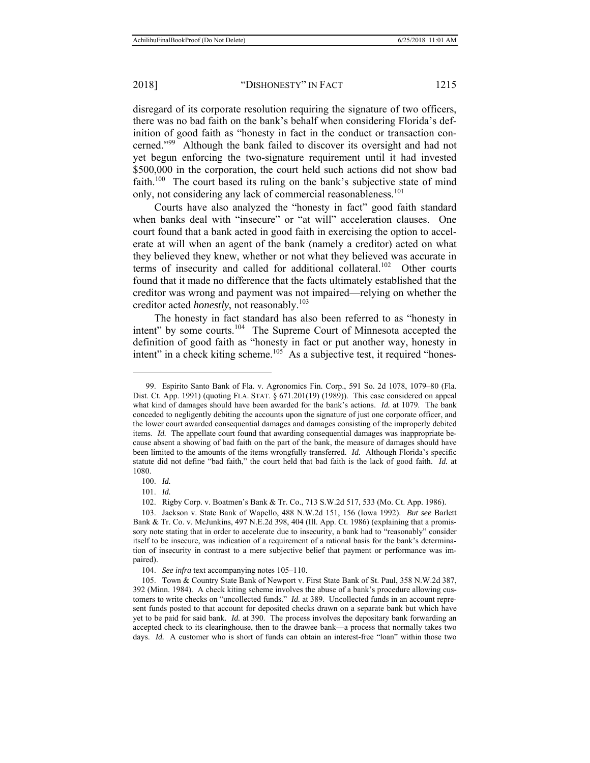disregard of its corporate resolution requiring the signature of two officers, there was no bad faith on the bank's behalf when considering Florida's definition of good faith as "honesty in fact in the conduct or transaction concerned."[99] Although the bank failed to discover its oversight and had not yet begun enforcing the two-signature requirement until it had invested $500,000 in the corporation, the court held such actions did not show bad faith.[100] The court based its ruling on the bank's subjective state of mind only, not considering any lack of commercial reasonableness.[101]

Courts have also analyzed the "honesty in fact" good faith standard when banks deal with "insecure" or "at will" acceleration clauses. One court found that a bank acted in good faith in exercising the option to accelerate at will when an agent of the bank (namely a creditor) acted on what they believed they knew, whether or not what they believed was accurate in terms of insecurity and called for additional collateral.[102] Other courts found that it made no difference that the facts ultimately established that the creditor was wrong and payment was not impaired—relying on whether the creditor acted *honestly*, not reasonably.[103]

The honesty in fact standard has also been referred to as "honesty in intent" by some courts.[104] The Supreme Court of Minnesota accepted the definition of good faith as "honesty in fact or put another way, honesty in intent" in a check kiting scheme.[105] As a subjective test, it required "hones-

---

99. Espirito Santo Bank of Fla. v. Agronomics Fin. Corp., 591 So. 2d 1078, 1079–80 (Fla. Dist. Ct. App. 1991) (quoting FLA. STAT. § 671.201(19) (1989)). This case considered on appeal what kind of damages should have been awarded for the bank's actions. *Id.* at 1079. The bank conceded to negligently debiting the accounts upon the signature of just one corporate officer, and the lower court awarded consequential damages and damages consisting of the improperly debited items. *Id.* The appellate court found that awarding consequential damages was inappropriate because absent a showing of bad faith on the part of the bank, the measure of damages should have been limited to the amounts of the items wrongfully transferred. *Id.* Although Florida's specific statute did not define "bad faith," the court held that bad faith is the lack of good faith. *Id.* at 1080.

100. *Id.*

101. *Id.*

102. Rigby Corp. v. Boatmen's Bank & Tr. Co., 713 S.W.2d 517, 533 (Mo. Ct. App. 1986).

103. Jackson v. State Bank of Wapello, 488 N.W.2d 151, 156 (Iowa 1992). *But see* Barlett Bank & Tr. Co. v. McJunkins, 497 N.E.2d 398, 404 (Ill. App. Ct. 1986) (explaining that a promissory note stating that in order to accelerate due to insecurity, a bank had to "reasonably" consider itself to be insecure, was indication of a requirement of a rational basis for the bank's determination of insecurity in contrast to a mere subjective belief that payment or performance was impaired).

104. *See infra* text accompanying notes 105–110.

105. Town & Country State Bank of Newport v. First State Bank of St. Paul, 358 N.W.2d 387, 392 (Minn. 1984). A check kiting scheme involves the abuse of a bank's procedure allowing customers to write checks on "uncollected funds." *Id.* at 389. Uncollected funds in an account represent funds posted to that account for deposited checks drawn on a separate bank but which have yet to be paid for said bank. *Id.* at 390. The process involves the depositary bank forwarding an accepted check to its clearinghouse, then to the drawee bank—a process that normally takes two days. *Id.* A customer who is short of funds can obtain an interest-free "loan" within those two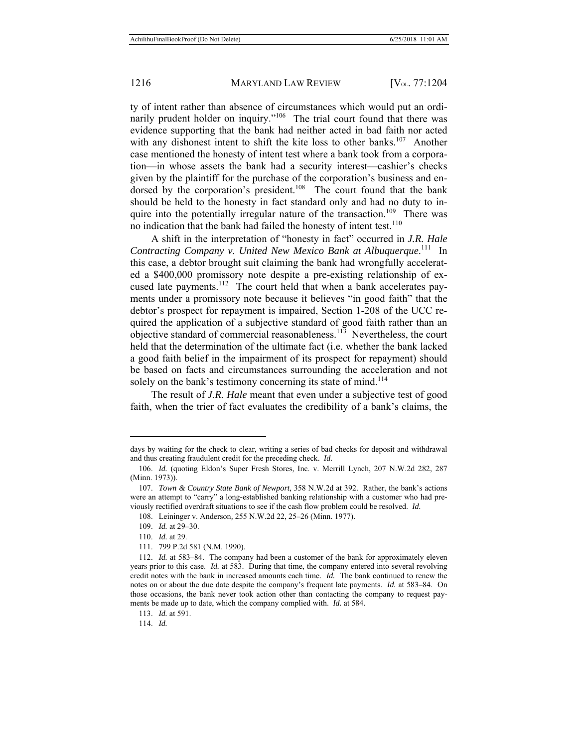ty of intent rather than absence of circumstances which would put an ordinarily prudent holder on inquiry."[106] The trial court found that there was evidence supporting that the bank had neither acted in bad faith nor acted with any dishonest intent to shift the kite loss to other banks.[107] Another case mentioned the honesty of intent test where a bank took from a corporation—in whose assets the bank had a security interest—cashier's checks given by the plaintiff for the purchase of the corporation's business and endorsed by the corporation's president.[108] The court found that the bank should be held to the honesty in fact standard only and had no duty to inquire into the potentially irregular nature of the transaction.[109] There was no indication that the bank had failed the honesty of intent test.[110]

A shift in the interpretation of "honesty in fact" occurred in *J.R. Hale Contracting Company v. United New Mexico Bank at Albuquerque*.[111] In this case, a debtor brought suit claiming the bank had wrongfully accelerated a $400,000 promissory note despite a pre-existing relationship of excused late payments.[112] The court held that when a bank accelerates payments under a promissory note because it believes "in good faith" that the debtor's prospect for repayment is impaired, Section 1-208 of the UCC required the application of a subjective standard of good faith rather than an objective standard of commercial reasonableness.[113] Nevertheless, the court held that the determination of the ultimate fact (i.e. whether the bank lacked a good faith belief in the impairment of its prospect for repayment) should be based on facts and circumstances surrounding the acceleration and not solely on the bank's testimony concerning its state of mind.[114]

The result of *J.R. Hale* meant that even under a subjective test of good faith, when the trier of fact evaluates the credibility of a bank's claims, the

---

days by waiting for the check to clear, writing a series of bad checks for deposit and withdrawal and thus creating fraudulent credit for the preceding check. *Id.*

106. *Id.* (quoting Eldon's Super Fresh Stores, Inc. v. Merrill Lynch, 207 N.W.2d 282, 287 (Minn. 1973)).

107. *Town & Country State Bank of Newport*, 358 N.W.2d at 392. Rather, the bank's actions were an attempt to "carry" a long-established banking relationship with a customer who had previously rectified overdraft situations to see if the cash flow problem could be resolved. *Id.*

108. Leininger v. Anderson, 255 N.W.2d 22, 25–26 (Minn. 1977).

109. *Id.* at 29–30.

110. *Id.* at 29.

111. 799 P.2d 581 (N.M. 1990).

112. *Id.* at 583–84. The company had been a customer of the bank for approximately eleven years prior to this case. *Id.* at 583. During that time, the company entered into several revolving credit notes with the bank in increased amounts each time. *Id.* The bank continued to renew the notes on or about the due date despite the company's frequent late payments. *Id.* at 583–84. On those occasions, the bank never took action other than contacting the company to request payments be made up to date, which the company complied with. *Id.* at 584.

113. *Id.* at 591.

114. *Id.*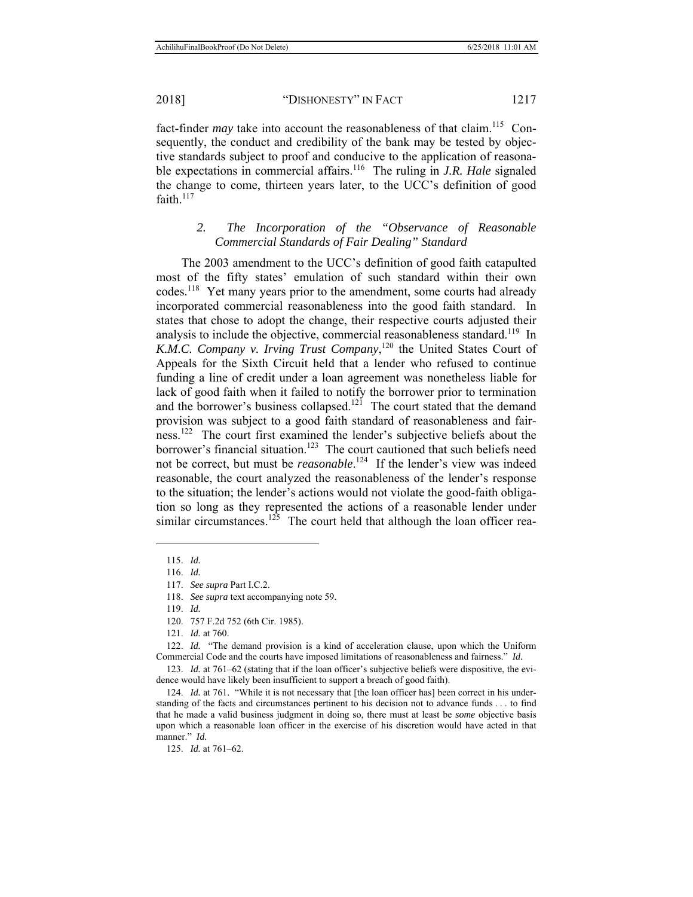fact-finder *may* take into account the reasonableness of that claim.[115] Consequently, the conduct and credibility of the bank may be tested by objective standards subject to proof and conducive to the application of reasonable expectations in commercial affairs.[116] The ruling in *J.R. Hale* signaled the change to come, thirteen years later, to the UCC's definition of good faith.[117]

### 2. *The Incorporation of the "Observance of Reasonable Commercial Standards of Fair Dealing" Standard*

The 2003 amendment to the UCC's definition of good faith catapulted most of the fifty states' emulation of such standard within their own codes.[118] Yet many years prior to the amendment, some courts had already incorporated commercial reasonableness into the good faith standard. In states that chose to adopt the change, their respective courts adjusted their analysis to include the objective, commercial reasonableness standard.[119] In *K.M.C. Company v. Irving Trust Company*,[120] the United States Court of Appeals for the Sixth Circuit held that a lender who refused to continue funding a line of credit under a loan agreement was nonetheless liable for lack of good faith when it failed to notify the borrower prior to termination and the borrower's business collapsed.[121] The court stated that the demand provision was subject to a good faith standard of reasonableness and fairness.[122] The court first examined the lender's subjective beliefs about the borrower's financial situation.[123] The court cautioned that such beliefs need not be correct, but must be *reasonable*.[124] If the lender's view was indeed reasonable, the court analyzed the reasonableness of the lender's response to the situation; the lender's actions would not violate the good-faith obligation so long as they represented the actions of a reasonable lender under similar circumstances.[125] The court held that although the loan officer rea-

---

115. *Id.*

116. *Id.*

117. *See supra* Part I.C.2.

118. *See supra* text accompanying note 59.

119. *Id.*

120. 757 F.2d 752 (6th Cir. 1985).

121. *Id.* at 760.

122. *Id.* "The demand provision is a kind of acceleration clause, upon which the Uniform Commercial Code and the courts have imposed limitations of reasonableness and fairness." *Id.*

123. *Id.* at 761–62 (stating that if the loan officer's subjective beliefs were dispositive, the evidence would have likely been insufficient to support a breach of good faith).

124. *Id.* at 761. "While it is not necessary that [the loan officer has] been correct in his understanding of the facts and circumstances pertinent to his decision not to advance funds . . . to find that he made a valid business judgment in doing so, there must at least be *some* objective basis upon which a reasonable loan officer in the exercise of his discretion would have acted in that manner." *Id.*

125. *Id.* at 761–62.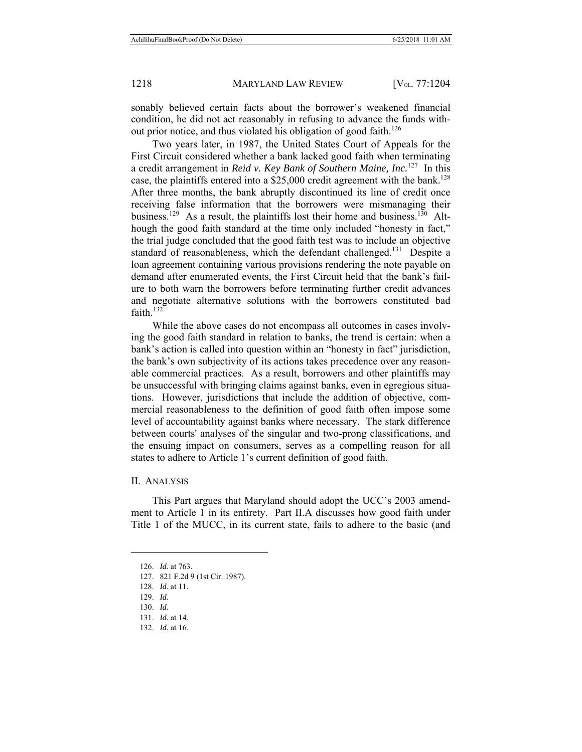sonably believed certain facts about the borrower's weakened financial condition, he did not act reasonably in refusing to advance the funds without prior notice, and thus violated his obligation of good faith.[126]

Two years later, in 1987, the United States Court of Appeals for the First Circuit considered whether a bank lacked good faith when terminating a credit arrangement in ***Reid v. Key Bank of Southern Maine, Inc.***[127] In this case, the plaintiffs entered into a $25,000 credit agreement with the bank.[128] After three months, the bank abruptly discontinued its line of credit once receiving false information that the borrowers were mismanaging their business.[129] As a result, the plaintiffs lost their home and business.[130] Although the good faith standard at the time only included "honesty in fact," the trial judge concluded that the good faith test was to include an objective standard of reasonableness, which the defendant challenged.[131] Despite a loan agreement containing various provisions rendering the note payable on demand after enumerated events, the First Circuit held that the bank's failure to both warn the borrowers before terminating further credit advances and negotiate alternative solutions with the borrowers constituted bad faith.[132]

While the above cases do not encompass all outcomes in cases involving the good faith standard in relation to banks, the trend is certain: when a bank's action is called into question within an "honesty in fact" jurisdiction, the bank's own subjectivity of its actions takes precedence over any reasonable commercial practices. As a result, borrowers and other plaintiffs may be unsuccessful with bringing claims against banks, even in egregious situations. However, jurisdictions that include the addition of objective, commercial reasonableness to the definition of good faith often impose some level of accountability against banks where necessary. The stark difference between courts' analyses of the singular and two-prong classifications, and the ensuing impact on consumers, serves as a compelling reason for all states to adhere to Article 1's current definition of good faith.

## II. Analysis

This Part argues that Maryland should adopt the UCC's 2003 amendment to Article 1 in its entirety. Part II.A discusses how good faith under Title 1 of the MUCC, in its current state, fails to adhere to the basic (and

---

126. *Id.* at 763.
127. 821 F.2d 9 (1st Cir. 1987).
128. *Id.* at 11.
129. *Id.*
130. *Id.*
131. *Id.* at 14.
132. *Id.* at 16.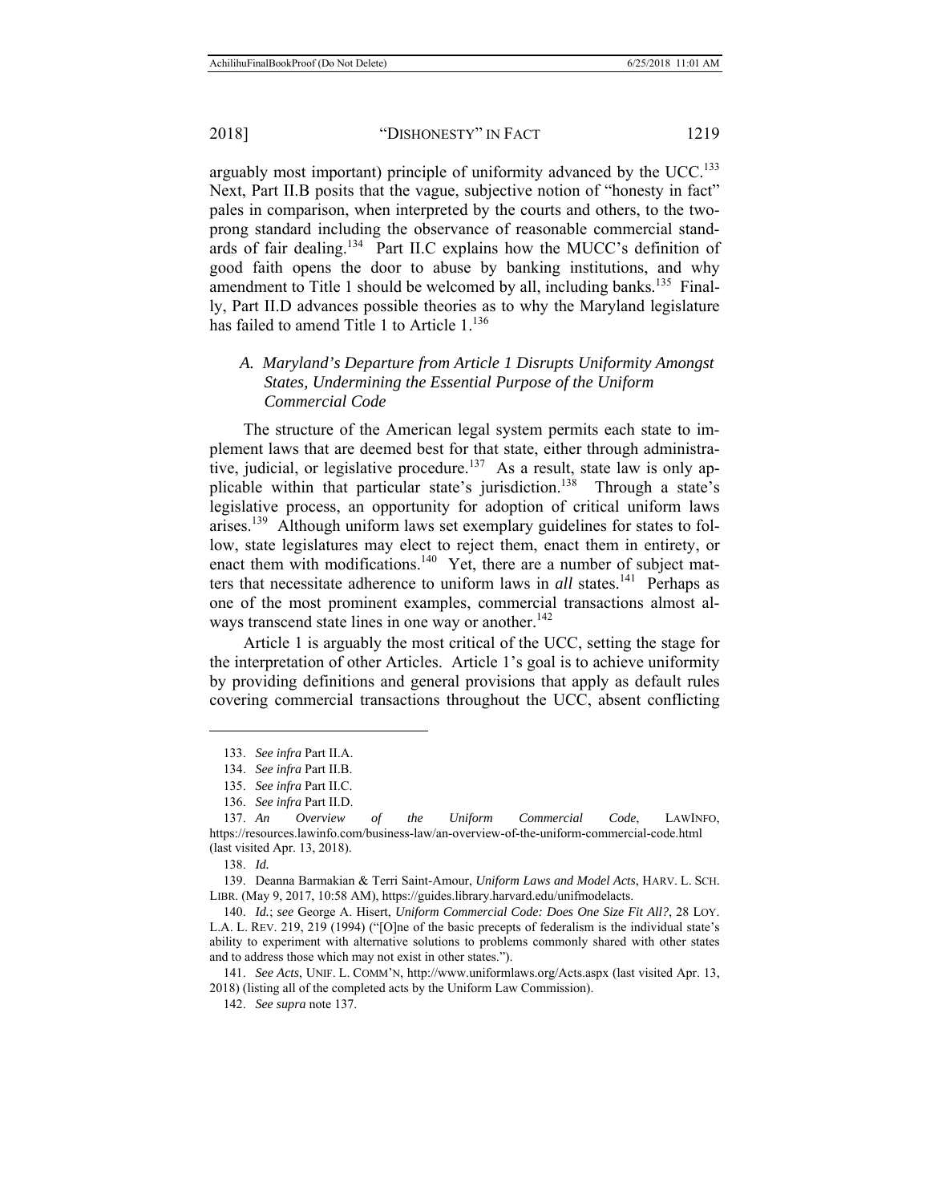arguably most important) principle of uniformity advanced by the UCC.[133] Next, Part II.B posits that the vague, subjective notion of "honesty in fact" pales in comparison, when interpreted by the courts and others, to the two-prong standard including the observance of reasonable commercial standards of fair dealing.[134] Part II.C explains how the MUCC's definition of good faith opens the door to abuse by banking institutions, and why amendment to Title 1 should be welcomed by all, including banks.[135] Finally, Part II.D advances possible theories as to why the Maryland legislature has failed to amend Title 1 to Article 1.[136]

### *A. Maryland's Departure from Article 1 Disrupts Uniformity Amongst States, Undermining the Essential Purpose of the Uniform Commercial Code*

The structure of the American legal system permits each state to implement laws that are deemed best for that state, either through administrative, judicial, or legislative procedure.[137] As a result, state law is only applicable within that particular state's jurisdiction.[138] Through a state's legislative process, an opportunity for adoption of critical uniform laws arises.[139] Although uniform laws set exemplary guidelines for states to follow, state legislatures may elect to reject them, enact them in entirety, or enact them with modifications.[140] Yet, there are a number of subject matters that necessitate adherence to uniform laws in *all* states.[141] Perhaps as one of the most prominent examples, commercial transactions almost always transcend state lines in one way or another.[142]

Article 1 is arguably the most critical of the UCC, setting the stage for the interpretation of other Articles. Article 1's goal is to achieve uniformity by providing definitions and general provisions that apply as default rules covering commercial transactions throughout the UCC, absent conflicting

---

133. *See infra* Part II.A.

134. *See infra* Part II.B.

135. *See infra* Part II.C.

136. *See infra* Part II.D.

137. *An Overview of the Uniform Commercial Code*, LAWINFO, https://resources.lawinfo.com/business-law/an-overview-of-the-uniform-commercial-code.html (last visited Apr. 13, 2018).

138. *Id.*

139. Deanna Barmakian & Terri Saint-Amour, *Uniform Laws and Model Acts*, HARV. L. SCH. LIBR. (May 9, 2017, 10:58 AM), https://guides.library.harvard.edu/unifmodelacts.

140. *Id.*; *see* George A. Hisert, *Uniform Commercial Code: Does One Size Fit All?*, 28 LOY. L.A. L. REV. 219, 219 (1994) ("[O]ne of the basic precepts of federalism is the individual state's ability to experiment with alternative solutions to problems commonly shared with other states and to address those which may not exist in other states.").

141. *See Acts*, UNIF. L. COMM'N, http://www.uniformlaws.org/Acts.aspx (last visited Apr. 13, 2018) (listing all of the completed acts by the Uniform Law Commission).

142. *See supra* note 137.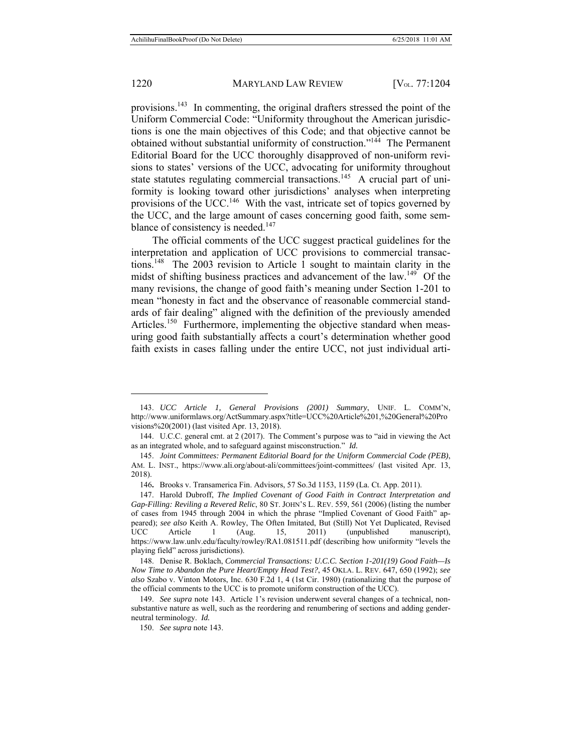provisions.[143] In commenting, the original drafters stressed the point of the Uniform Commercial Code: "Uniformity throughout the American jurisdictions is one the main objectives of this Code; and that objective cannot be obtained without substantial uniformity of construction."[144] The Permanent Editorial Board for the UCC thoroughly disapproved of non-uniform revisions to states' versions of the UCC, advocating for uniformity throughout state statutes regulating commercial transactions.[145] A crucial part of uniformity is looking toward other jurisdictions' analyses when interpreting provisions of the UCC.[146] With the vast, intricate set of topics governed by the UCC, and the large amount of cases concerning good faith, some semblance of consistency is needed.[147]

The official comments of the UCC suggest practical guidelines for the interpretation and application of UCC provisions to commercial transactions.[148] The 2003 revision to Article 1 sought to maintain clarity in the midst of shifting business practices and advancement of the law.[149] Of the many revisions, the change of good faith's meaning under Section 1-201 to mean "honesty in fact and the observance of reasonable commercial standards of fair dealing" aligned with the definition of the previously amended Articles.[150] Furthermore, implementing the objective standard when measuring good faith substantially affects a court's determination whether good faith exists in cases falling under the entire UCC, not just individual arti-

---

143. *UCC Article 1, General Provisions (2001) Summary*, UNIF. L. COMM'N, http://www.uniformlaws.org/ActSummary.aspx?title=UCC%20Article%201,%20General%20Provisions%20(2001) (last visited Apr. 13, 2018).

144. U.C.C. general cmt. at 2 (2017). The Comment's purpose was to "aid in viewing the Act as an integrated whole, and to safeguard against misconstruction." *Id.*

145. *Joint Committees: Permanent Editorial Board for the Uniform Commercial Code (PEB)*, AM. L. INST., https://www.ali.org/about-ali/committees/joint-committees/ (last visited Apr. 13, 2018).

146**.** Brooks v. Transamerica Fin. Advisors, 57 So.3d 1153, 1159 (La. Ct. App. 2011).

147. Harold Dubroff, *The Implied Covenant of Good Faith in Contract Interpretation and Gap-Filling: Reviling a Revered Relic*, 80 ST. JOHN'S L. REV. 559, 561 (2006) (listing the number of cases from 1945 through 2004 in which the phrase "Implied Covenant of Good Faith" appeared); *see also* Keith A. Rowley, The Often Imitated, But (Still) Not Yet Duplicated, Revised UCC Article 1 (Aug. 15, 2011) (unpublished manuscript), https://www.law.unlv.edu/faculty/rowley/RA1.081511.pdf (describing how uniformity "levels the playing field" across jurisdictions).

148. Denise R. Boklach, *Commercial Transactions: U.C.C. Section 1-201(19) Good Faith—Is Now Time to Abandon the Pure Heart/Empty Head Test?*, 45 OKLA. L. REV. 647, 650 (1992); *see also* Szabo v. Vinton Motors, Inc. 630 F.2d 1, 4 (1st Cir. 1980) (rationalizing that the purpose of the official comments to the UCC is to promote uniform construction of the UCC).

149. *See supra* note 143. Article 1's revision underwent several changes of a technical, non-substantive nature as well, such as the reordering and renumbering of sections and adding gender-neutral terminology. *Id.*

150. *See supra* note 143.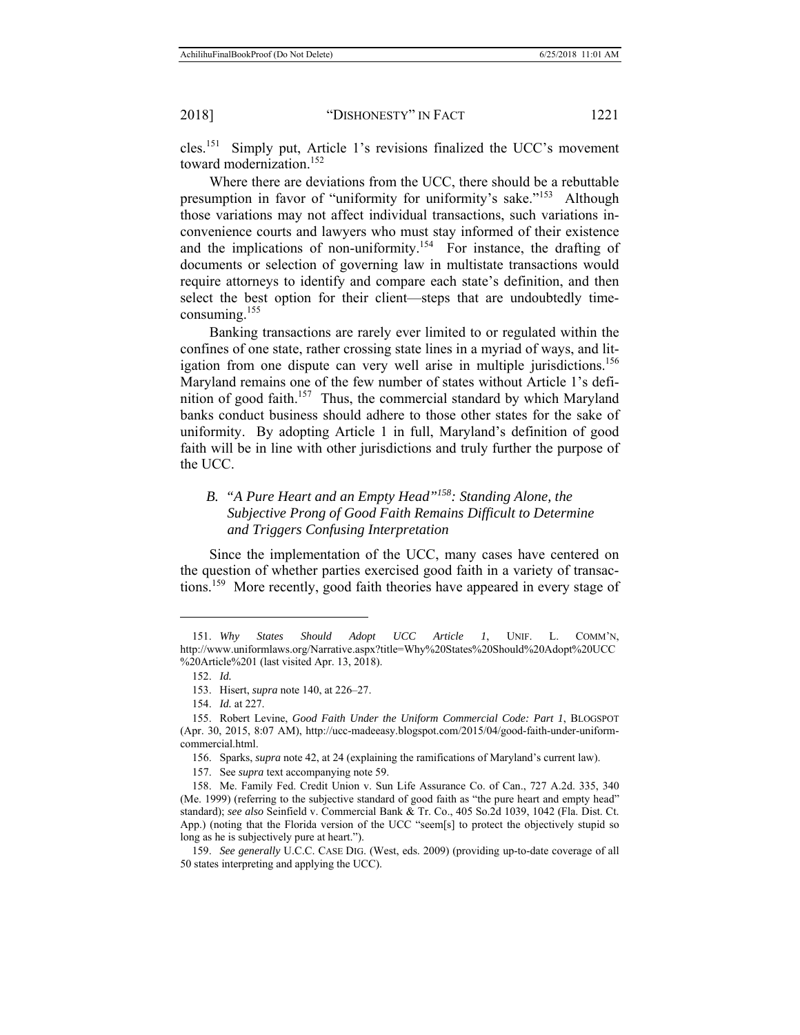cles.[151] Simply put, Article 1's revisions finalized the UCC's movement toward modernization.[152]

Where there are deviations from the UCC, there should be a rebuttable presumption in favor of "uniformity for uniformity's sake."[153] Although those variations may not affect individual transactions, such variations inconvenience courts and lawyers who must stay informed of their existence and the implications of non-uniformity.[154] For instance, the drafting of documents or selection of governing law in multistate transactions would require attorneys to identify and compare each state's definition, and then select the best option for their client—steps that are undoubtedly time-consuming.[155]

Banking transactions are rarely ever limited to or regulated within the confines of one state, rather crossing state lines in a myriad of ways, and litigation from one dispute can very well arise in multiple jurisdictions.[156] Maryland remains one of the few number of states without Article 1's definition of good faith.[157] Thus, the commercial standard by which Maryland banks conduct business should adhere to those other states for the sake of uniformity. By adopting Article 1 in full, Maryland's definition of good faith will be in line with other jurisdictions and truly further the purpose of the UCC.

### B. *"A Pure Heart and an Empty Head"[158]: Standing Alone, the Subjective Prong of Good Faith Remains Difficult to Determine and Triggers Confusing Interpretation*

Since the implementation of the UCC, many cases have centered on the question of whether parties exercised good faith in a variety of transactions.[159] More recently, good faith theories have appeared in every stage of

---

151. *Why States Should Adopt UCC Article 1*, UNIF. L. COMM'N, http://www.uniformlaws.org/Narrative.aspx?title=Why%20States%20Should%20Adopt%20UCC%20Article%201 (last visited Apr. 13, 2018).

152. *Id.*

153. Hisert, *supra* note 140, at 226–27.

154. *Id.* at 227.

155. Robert Levine, *Good Faith Under the Uniform Commercial Code: Part 1*, BLOGSPOT (Apr. 30, 2015, 8:07 AM), http://ucc-madeeasy.blogspot.com/2015/04/good-faith-under-uniform-commercial.html.

156. Sparks, *supra* note 42, at 24 (explaining the ramifications of Maryland's current law).

157. See *supra* text accompanying note 59.

158. Me. Family Fed. Credit Union v. Sun Life Assurance Co. of Can., 727 A.2d. 335, 340 (Me. 1999) (referring to the subjective standard of good faith as "the pure heart and empty head" standard); *see also* Seinfield v. Commercial Bank & Tr. Co., 405 So.2d 1039, 1042 (Fla. Dist. Ct. App.) (noting that the Florida version of the UCC "seem[s] to protect the objectively stupid so long as he is subjectively pure at heart.").

159. *See generally* U.C.C. CASE DIG. (West, eds. 2009) (providing up-to-date coverage of all 50 states interpreting and applying the UCC).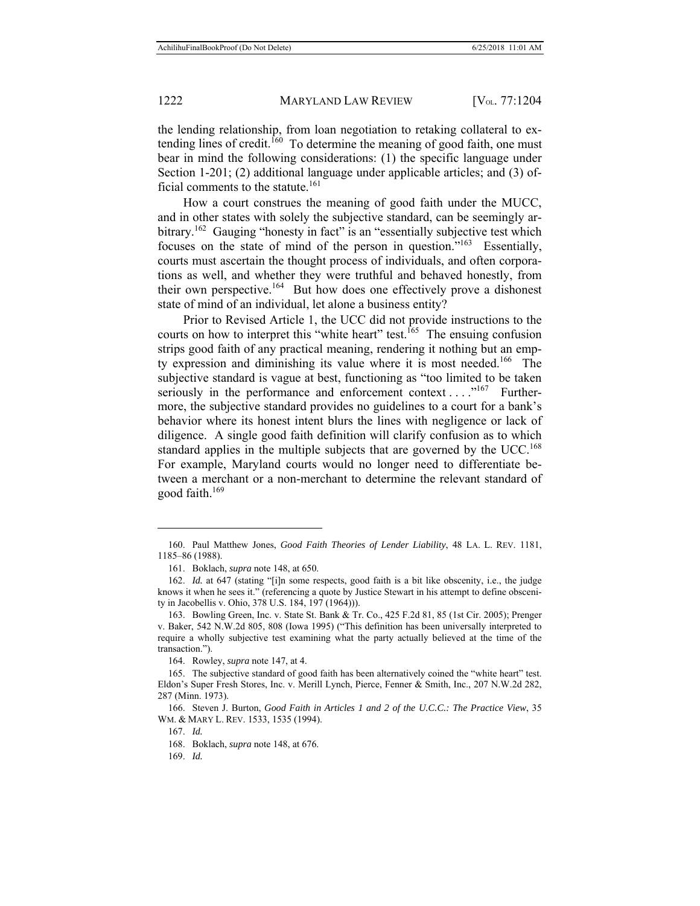the lending relationship, from loan negotiation to retaking collateral to extending lines of credit.[160] To determine the meaning of good faith, one must bear in mind the following considerations: (1) the specific language under Section 1-201; (2) additional language under applicable articles; and (3) official comments to the statute.[161]

How a court construes the meaning of good faith under the MUCC, and in other states with solely the subjective standard, can be seemingly arbitrary.[162] Gauging "honesty in fact" is an "essentially subjective test which focuses on the state of mind of the person in question."[163] Essentially, courts must ascertain the thought process of individuals, and often corporations as well, and whether they were truthful and behaved honestly, from their own perspective.[164] But how does one effectively prove a dishonest state of mind of an individual, let alone a business entity?

Prior to Revised Article 1, the UCC did not provide instructions to the courts on how to interpret this "white heart" test.[165] The ensuing confusion strips good faith of any practical meaning, rendering it nothing but an empty expression and diminishing its value where it is most needed.[166] The subjective standard is vague at best, functioning as "too limited to be taken seriously in the performance and enforcement context . . . ."[167] Furthermore, the subjective standard provides no guidelines to a court for a bank's behavior where its honest intent blurs the lines with negligence or lack of diligence. A single good faith definition will clarify confusion as to which standard applies in the multiple subjects that are governed by the UCC.[168] For example, Maryland courts would no longer need to differentiate between a merchant or a non-merchant to determine the relevant standard of good faith.[169]

---

160. Paul Matthew Jones, *Good Faith Theories of Lender Liability*, 48 LA. L. REV. 1181, 1185–86 (1988).

161. Boklach, *supra* note 148, at 650.

162. *Id.* at 647 (stating "[i]n some respects, good faith is a bit like obscenity, i.e., the judge knows it when he sees it." (referencing a quote by Justice Stewart in his attempt to define obscenity in Jacobellis v. Ohio, 378 U.S. 184, 197 (1964))).

163. Bowling Green, Inc. v. State St. Bank & Tr. Co., 425 F.2d 81, 85 (1st Cir. 2005); Prenger v. Baker, 542 N.W.2d 805, 808 (Iowa 1995) ("This definition has been universally interpreted to require a wholly subjective test examining what the party actually believed at the time of the transaction.").

164. Rowley, *supra* note 147, at 4.

165. The subjective standard of good faith has been alternatively coined the "white heart" test. Eldon's Super Fresh Stores, Inc. v. Merill Lynch, Pierce, Fenner & Smith, Inc., 207 N.W.2d 282, 287 (Minn. 1973).

166. Steven J. Burton, *Good Faith in Articles 1 and 2 of the U.C.C.: The Practice View*, 35 WM. & MARY L. REV. 1533, 1535 (1994).

167. *Id.*

168. Boklach, *supra* note 148, at 676.

169. *Id.*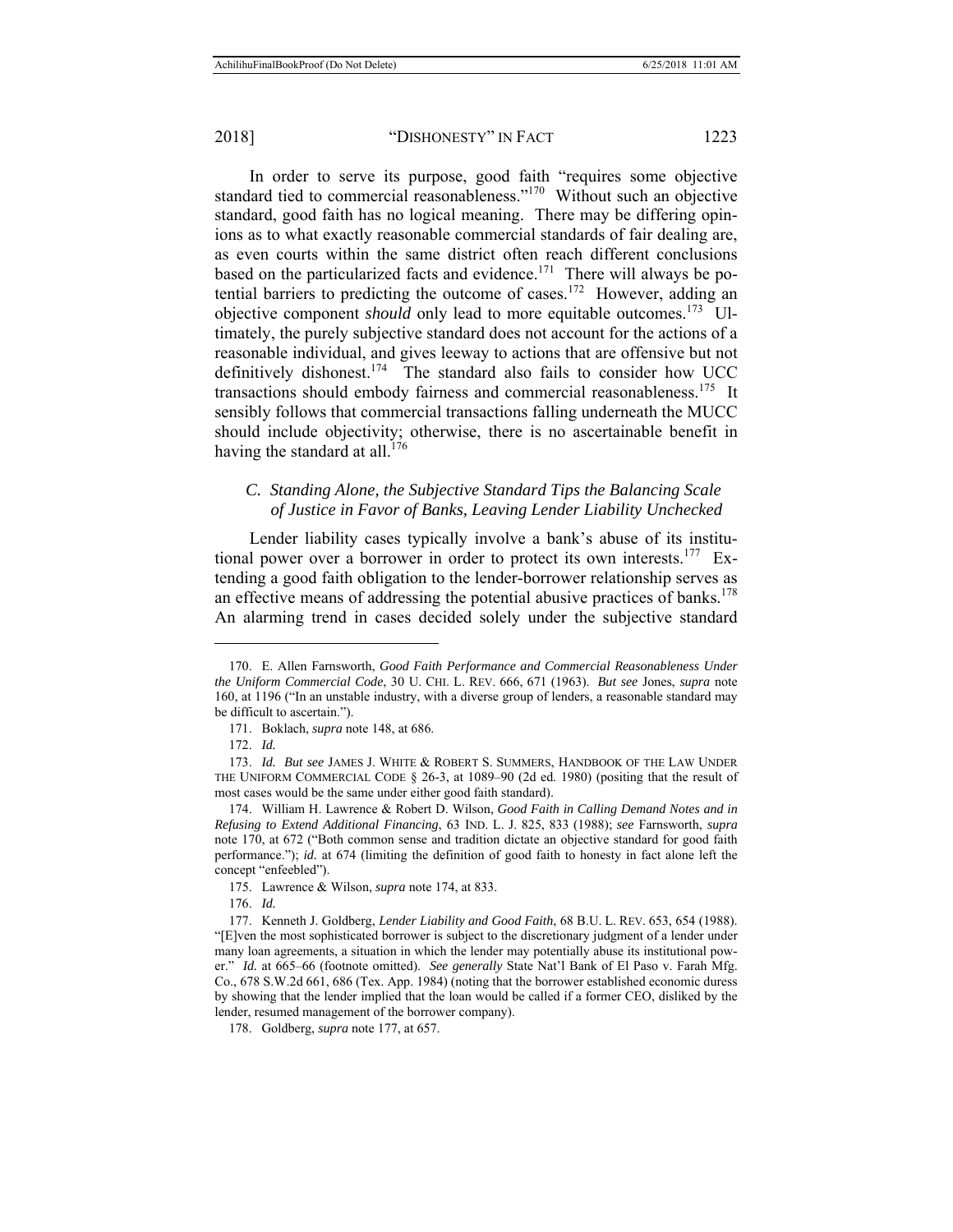In order to serve its purpose, good faith "requires some objective standard tied to commercial reasonableness."[170] Without such an objective standard, good faith has no logical meaning. There may be differing opinions as to what exactly reasonable commercial standards of fair dealing are, as even courts within the same district often reach different conclusions based on the particularized facts and evidence.[171] There will always be potential barriers to predicting the outcome of cases.[172] However, adding an objective component *should* only lead to more equitable outcomes.[173] Ultimately, the purely subjective standard does not account for the actions of a reasonable individual, and gives leeway to actions that are offensive but not definitively dishonest.[174] The standard also fails to consider how UCC transactions should embody fairness and commercial reasonableness.[175] It sensibly follows that commercial transactions falling underneath the MUCC should include objectivity; otherwise, there is no ascertainable benefit in having the standard at all.[176]

### *C. Standing Alone, the Subjective Standard Tips the Balancing Scale of Justice in Favor of Banks, Leaving Lender Liability Unchecked*

Lender liability cases typically involve a bank's abuse of its institutional power over a borrower in order to protect its own interests.[177] Extending a good faith obligation to the lender-borrower relationship serves as an effective means of addressing the potential abusive practices of banks.[178] An alarming trend in cases decided solely under the subjective standard

---

170. E. Allen Farnsworth, *Good Faith Performance and Commercial Reasonableness Under the Uniform Commercial Code*, 30 U. CHI. L. REV. 666, 671 (1963). *But see* Jones, *supra* note 160, at 1196 ("In an unstable industry, with a diverse group of lenders, a reasonable standard may be difficult to ascertain.").

171. Boklach, *supra* note 148, at 686.

172. *Id.*

173. *Id. But see* JAMES J. WHITE & ROBERT S. SUMMERS, HANDBOOK OF THE LAW UNDER THE UNIFORM COMMERCIAL CODE § 26-3, at 1089–90 (2d ed. 1980) (positing that the result of most cases would be the same under either good faith standard).

174. William H. Lawrence & Robert D. Wilson, *Good Faith in Calling Demand Notes and in Refusing to Extend Additional Financing*, 63 IND. L. J. 825, 833 (1988); *see* Farnsworth, *supra* note 170, at 672 ("Both common sense and tradition dictate an objective standard for good faith performance."); *id.* at 674 (limiting the definition of good faith to honesty in fact alone left the concept "enfeebled").

175. Lawrence & Wilson, *supra* note 174, at 833.

176. *Id.*

177. Kenneth J. Goldberg, *Lender Liability and Good Faith*, 68 B.U. L. REV. 653, 654 (1988). "[E]ven the most sophisticated borrower is subject to the discretionary judgment of a lender under many loan agreements, a situation in which the lender may potentially abuse its institutional power." *Id.* at 665–66 (footnote omitted). *See generally* State Nat'l Bank of El Paso v. Farah Mfg. Co., 678 S.W.2d 661, 686 (Tex. App. 1984) (noting that the borrower established economic duress by showing that the lender implied that the loan would be called if a former CEO, disliked by the lender, resumed management of the borrower company).

178. Goldberg, *supra* note 177, at 657.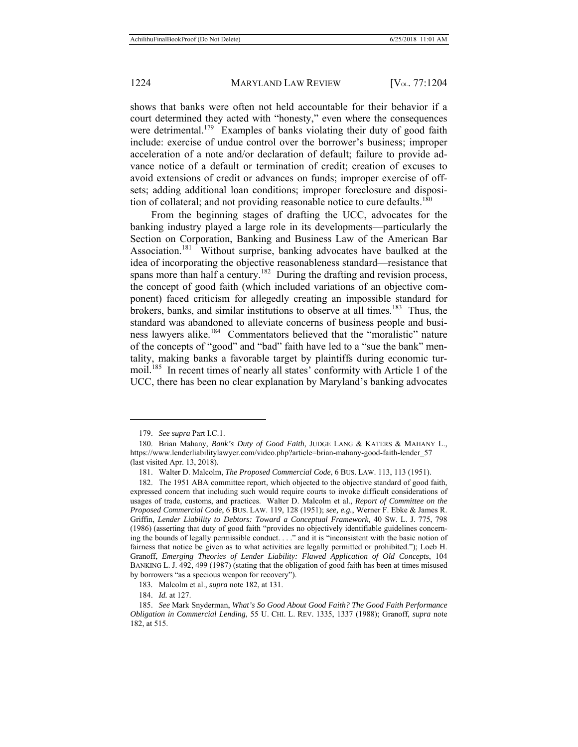shows that banks were often not held accountable for their behavior if a court determined they acted with "honesty," even where the consequences were detrimental.[179] Examples of banks violating their duty of good faith include: exercise of undue control over the borrower's business; improper acceleration of a note and/or declaration of default; failure to provide advance notice of a default or termination of credit; creation of excuses to avoid extensions of credit or advances on funds; improper exercise of offsets; adding additional loan conditions; improper foreclosure and disposition of collateral; and not providing reasonable notice to cure defaults.[180]

From the beginning stages of drafting the UCC, advocates for the banking industry played a large role in its developments—particularly the Section on Corporation, Banking and Business Law of the American Bar Association.[181] Without surprise, banking advocates have baulked at the idea of incorporating the objective reasonableness standard—resistance that spans more than half a century.[182] During the drafting and revision process, the concept of good faith (which included variations of an objective component) faced criticism for allegedly creating an impossible standard for brokers, banks, and similar institutions to observe at all times.[183] Thus, the standard was abandoned to alleviate concerns of business people and business lawyers alike.[184] Commentators believed that the "moralistic" nature of the concepts of "good" and "bad" faith have led to a "sue the bank" mentality, making banks a favorable target by plaintiffs during economic turmoil.[185] In recent times of nearly all states' conformity with Article 1 of the UCC, there has been no clear explanation by Maryland's banking advocates

---

179. *See supra* Part I.C.1.

180. Brian Mahany, *Bank's Duty of Good Faith*, JUDGE LANG & KATERS & MAHANY L., https://www.lenderliabilitylawyer.com/video.php?article=brian-mahany-good-faith-lender_57 (last visited Apr. 13, 2018).

181. Walter D. Malcolm, *The Proposed Commercial Code*, 6 BUS. LAW. 113, 113 (1951).

182. The 1951 ABA committee report, which objected to the objective standard of good faith, expressed concern that including such would require courts to invoke difficult considerations of usages of trade, customs, and practices. Walter D. Malcolm et al., *Report of Committee on the Proposed Commercial Code*, 6 BUS. LAW. 119, 128 (1951); *see, e.g.*, Werner F. Ebke & James R. Griffin, *Lender Liability to Debtors: Toward a Conceptual Framework*, 40 SW. L. J. 775, 798 (1986) (asserting that duty of good faith "provides no objectively identifiable guidelines concerning the bounds of legally permissible conduct. . . ." and it is "inconsistent with the basic notion of fairness that notice be given as to what activities are legally permitted or prohibited."); Loeb H. Granoff, *Emerging Theories of Lender Liability: Flawed Application of Old Concepts*, 104 BANKING L. J. 492, 499 (1987) (stating that the obligation of good faith has been at times misused by borrowers "as a specious weapon for recovery").

183. Malcolm et al., *supra* note 182, at 131.

184. *Id.* at 127.

185. *See* Mark Snyderman, *What's So Good About Good Faith? The Good Faith Performance Obligation in Commercial Lending*, 55 U. CHI. L. REV. 1335, 1337 (1988); Granoff, *supra* note 182, at 515.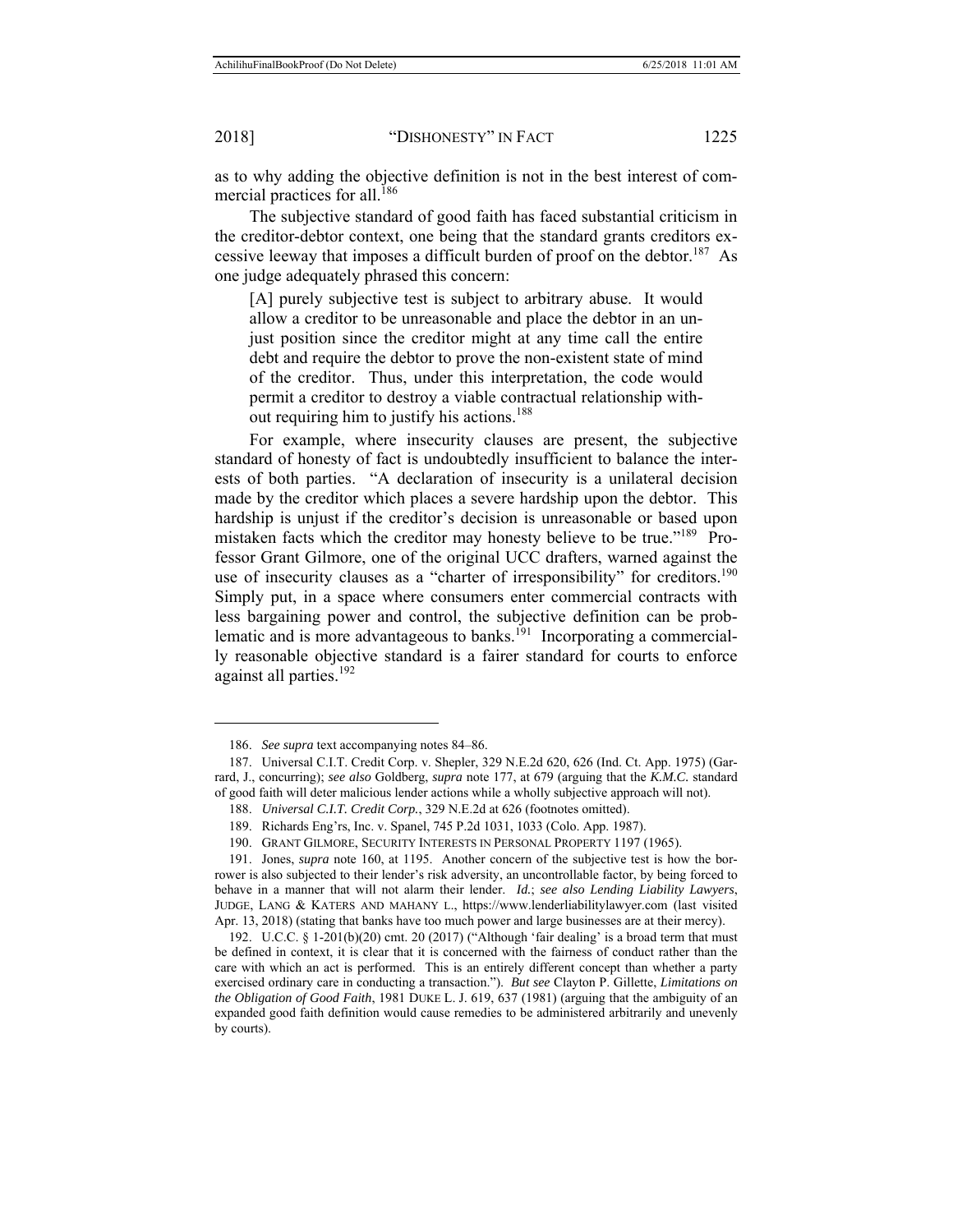as to why adding the objective definition is not in the best interest of commercial practices for all.[186]

The subjective standard of good faith has faced substantial criticism in the creditor-debtor context, one being that the standard grants creditors excessive leeway that imposes a difficult burden of proof on the debtor.[187] As one judge adequately phrased this concern:

> [A] purely subjective test is subject to arbitrary abuse. It would allow a creditor to be unreasonable and place the debtor in an unjust position since the creditor might at any time call the entire debt and require the debtor to prove the non-existent state of mind of the creditor. Thus, under this interpretation, the code would permit a creditor to destroy a viable contractual relationship without requiring him to justify his actions.[188]

For example, where insecurity clauses are present, the subjective standard of honesty of fact is undoubtedly insufficient to balance the interests of both parties. "A declaration of insecurity is a unilateral decision made by the creditor which places a severe hardship upon the debtor. This hardship is unjust if the creditor's decision is unreasonable or based upon mistaken facts which the creditor may honesty believe to be true."[189] Professor Grant Gilmore, one of the original UCC drafters, warned against the use of insecurity clauses as a "charter of irresponsibility" for creditors.[190] Simply put, in a space where consumers enter commercial contracts with less bargaining power and control, the subjective definition can be problematic and is more advantageous to banks.[191] Incorporating a commercially reasonable objective standard is a fairer standard for courts to enforce against all parties.[192]

---

186. *See supra* text accompanying notes 84–86.

187. Universal C.I.T. Credit Corp. v. Shepler, 329 N.E.2d 620, 626 (Ind. Ct. App. 1975) (Garrard, J., concurring); *see also* Goldberg, *supra* note 177, at 679 (arguing that the *K.M.C.* standard of good faith will deter malicious lender actions while a wholly subjective approach will not).

188. *Universal C.I.T. Credit Corp.*, 329 N.E.2d at 626 (footnotes omitted).

189. Richards Eng'rs, Inc. v. Spanel, 745 P.2d 1031, 1033 (Colo. App. 1987).

190. GRANT GILMORE, SECURITY INTERESTS IN PERSONAL PROPERTY 1197 (1965).

191. Jones, *supra* note 160, at 1195. Another concern of the subjective test is how the borrower is also subjected to their lender's risk adversity, an uncontrollable factor, by being forced to behave in a manner that will not alarm their lender. *Id.*; *see also Lending Liability Lawyers*, JUDGE, LANG & KATERS AND MAHANY L., https://www.lenderliabilitylawyer.com (last visited Apr. 13, 2018) (stating that banks have too much power and large businesses are at their mercy).

192. U.C.C. § 1-201(b)(20) cmt. 20 (2017) ("Although 'fair dealing' is a broad term that must be defined in context, it is clear that it is concerned with the fairness of conduct rather than the care with which an act is performed. This is an entirely different concept than whether a party exercised ordinary care in conducting a transaction."). *But see* Clayton P. Gillette, *Limitations on the Obligation of Good Faith*, 1981 DUKE L. J. 619, 637 (1981) (arguing that the ambiguity of an expanded good faith definition would cause remedies to be administered arbitrarily and unevenly by courts).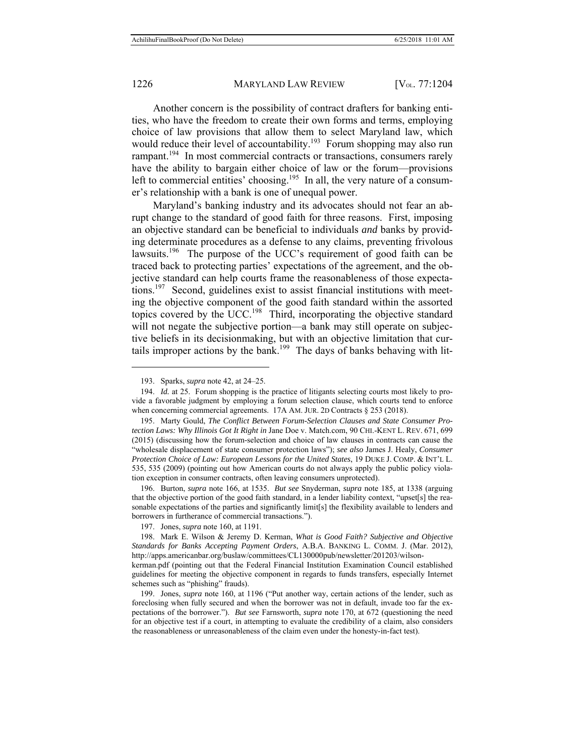Another concern is the possibility of contract drafters for banking entities, who have the freedom to create their own forms and terms, employing choice of law provisions that allow them to select Maryland law, which would reduce their level of accountability.[193] Forum shopping may also run rampant.[194] In most commercial contracts or transactions, consumers rarely have the ability to bargain either choice of law or the forum—provisions left to commercial entities' choosing.[195] In all, the very nature of a consumer's relationship with a bank is one of unequal power.

Maryland's banking industry and its advocates should not fear an abrupt change to the standard of good faith for three reasons. First, imposing an objective standard can be beneficial to individuals *and* banks by providing determinate procedures as a defense to any claims, preventing frivolous lawsuits.[196] The purpose of the UCC's requirement of good faith can be traced back to protecting parties' expectations of the agreement, and the objective standard can help courts frame the reasonableness of those expectations.[197] Second, guidelines exist to assist financial institutions with meeting the objective component of the good faith standard within the assorted topics covered by the UCC.[198] Third, incorporating the objective standard will not negate the subjective portion—a bank may still operate on subjective beliefs in its decisionmaking, but with an objective limitation that curtails improper actions by the bank.[199] The days of banks behaving with lit-

---

193. Sparks, *supra* note 42, at 24–25.

194. *Id.* at 25. Forum shopping is the practice of litigants selecting courts most likely to provide a favorable judgment by employing a forum selection clause, which courts tend to enforce when concerning commercial agreements. 17A AM. JUR. 2D Contracts § 253 (2018).

195. Marty Gould, *The Conflict Between Forum-Selection Clauses and State Consumer Protection Laws: Why Illinois Got It Right in* Jane Doe v. Match.com, 90 CHI.-KENT L. REV. 671, 699 (2015) (discussing how the forum-selection and choice of law clauses in contracts can cause the "wholesale displacement of state consumer protection laws"); *see also* James J. Healy, *Consumer Protection Choice of Law: European Lessons for the United States*, 19 DUKE J. COMP. & INT'L L. 535, 535 (2009) (pointing out how American courts do not always apply the public policy violation exception in consumer contracts, often leaving consumers unprotected).

196. Burton, *supra* note 166, at 1535. *But see* Snyderman, *supra* note 185, at 1338 (arguing that the objective portion of the good faith standard, in a lender liability context, "upset[s] the reasonable expectations of the parties and significantly limit[s] the flexibility available to lenders and borrowers in furtherance of commercial transactions.").

197. Jones, *supra* note 160, at 1191.

198. Mark E. Wilson & Jeremy D. Kerman, *What is Good Faith? Subjective and Objective Standards for Banks Accepting Payment Orders*, A.B.A. BANKING L. COMM. J. (Mar. 2012), http://apps.americanbar.org/buslaw/committees/CL130000pub/newsletter/201203/wilson-kerman.pdf (pointing out that the Federal Financial Institution Examination Council established guidelines for meeting the objective component in regards to funds transfers, especially Internet schemes such as "phishing" frauds).

199. Jones, *supra* note 160, at 1196 ("Put another way, certain actions of the lender, such as foreclosing when fully secured and when the borrower was not in default, invade too far the expectations of the borrower."). *But see* Farnsworth, *supra* note 170, at 672 (questioning the need for an objective test if a court, in attempting to evaluate the credibility of a claim, also considers the reasonableness or unreasonableness of the claim even under the honesty-in-fact test).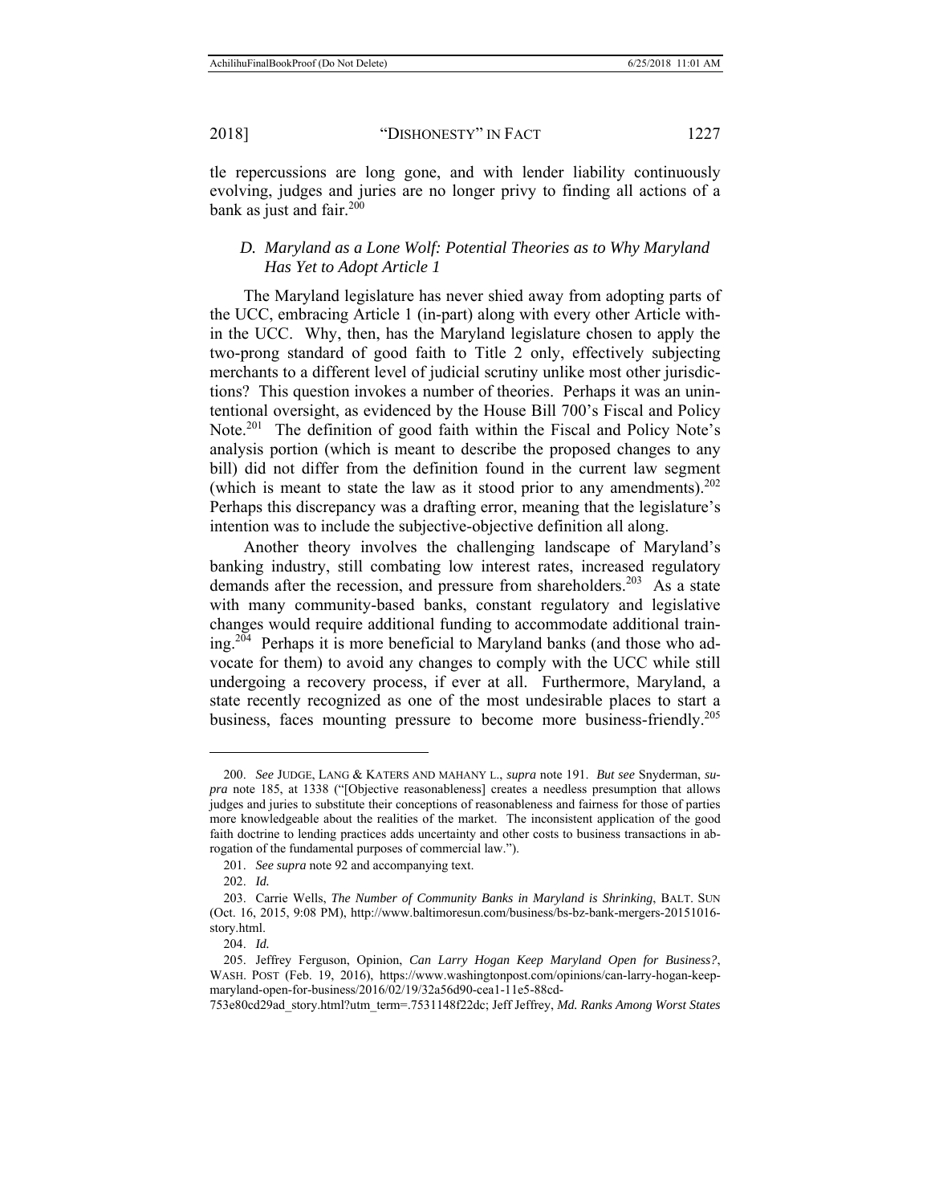tle repercussions are long gone, and with lender liability continuously evolving, judges and juries are no longer privy to finding all actions of a bank as just and fair.[200]

### *D. Maryland as a Lone Wolf: Potential Theories as to Why Maryland Has Yet to Adopt Article 1*

The Maryland legislature has never shied away from adopting parts of the UCC, embracing Article 1 (in-part) along with every other Article within the UCC. Why, then, has the Maryland legislature chosen to apply the two-prong standard of good faith to Title 2 only, effectively subjecting merchants to a different level of judicial scrutiny unlike most other jurisdictions? This question invokes a number of theories. Perhaps it was an unintentional oversight, as evidenced by the House Bill 700's Fiscal and Policy Note.[201] The definition of good faith within the Fiscal and Policy Note's analysis portion (which is meant to describe the proposed changes to any bill) did not differ from the definition found in the current law segment (which is meant to state the law as it stood prior to any amendments).[202] Perhaps this discrepancy was a drafting error, meaning that the legislature's intention was to include the subjective-objective definition all along.

Another theory involves the challenging landscape of Maryland's banking industry, still combating low interest rates, increased regulatory demands after the recession, and pressure from shareholders.[203] As a state with many community-based banks, constant regulatory and legislative changes would require additional funding to accommodate additional training.[204] Perhaps it is more beneficial to Maryland banks (and those who advocate for them) to avoid any changes to comply with the UCC while still undergoing a recovery process, if ever at all. Furthermore, Maryland, a state recently recognized as one of the most undesirable places to start a business, faces mounting pressure to become more business-friendly.[205]

---

200. *See* JUDGE, LANG & KATERS AND MAHANY L., *supra* note 191. *But see* Snyderman, *supra* note 185, at 1338 ("[Objective reasonableness] creates a needless presumption that allows judges and juries to substitute their conceptions of reasonableness and fairness for those of parties more knowledgeable about the realities of the market. The inconsistent application of the good faith doctrine to lending practices adds uncertainty and other costs to business transactions in abrogation of the fundamental purposes of commercial law.").

201. *See supra* note 92 and accompanying text.

202. *Id.*

203. Carrie Wells, *The Number of Community Banks in Maryland is Shrinking*, BALT. SUN (Oct. 16, 2015, 9:08 PM), http://www.baltimoresun.com/business/bs-bz-bank-mergers-20151016-story.html.

204. *Id.*

205. Jeffrey Ferguson, Opinion, *Can Larry Hogan Keep Maryland Open for Business?*, WASH. POST (Feb. 19, 2016), https://www.washingtonpost.com/opinions/can-larry-hogan-keep-maryland-open-for-business/2016/02/19/32a56d90-cea1-11e5-88cd-753e80cd29ad_story.html?utm_term=.7531148f22dc; Jeff Jeffrey, *Md. Ranks Among Worst States*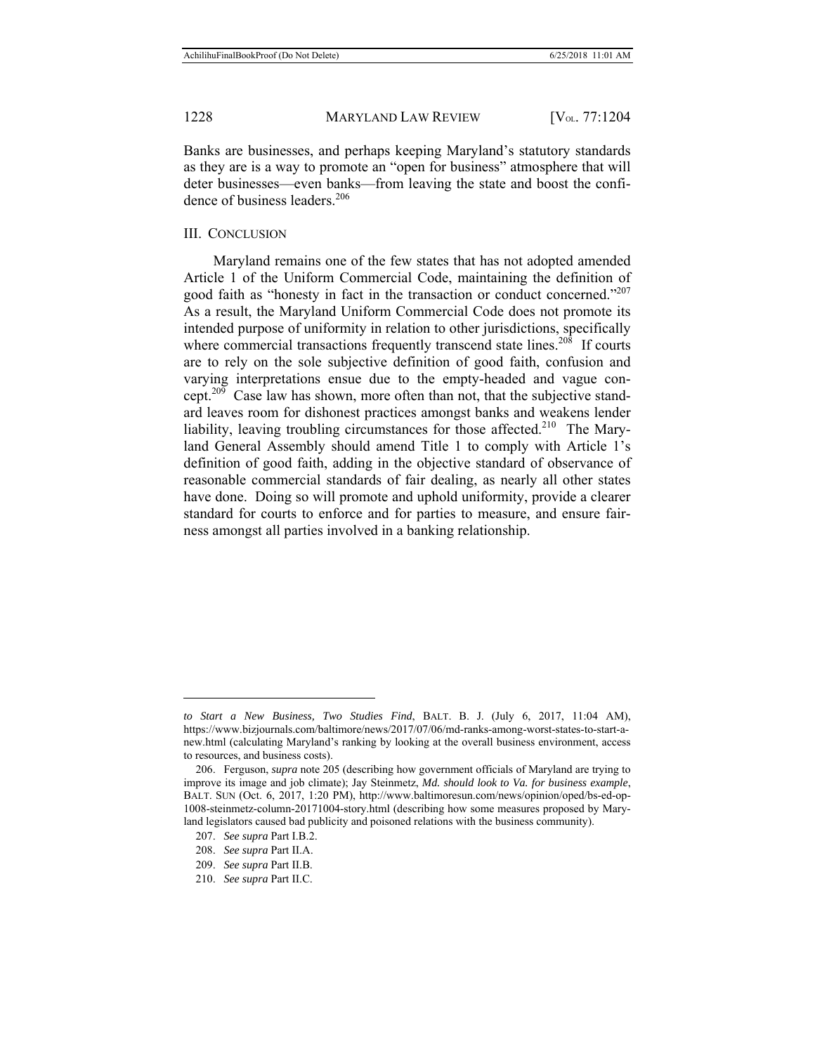Banks are businesses, and perhaps keeping Maryland's statutory standards as they are is a way to promote an "open for business" atmosphere that will deter businesses—even banks—from leaving the state and boost the confidence of business leaders.[206]

## III. CONCLUSION

Maryland remains one of the few states that has not adopted amended Article 1 of the Uniform Commercial Code, maintaining the definition of good faith as "honesty in fact in the transaction or conduct concerned."[207] As a result, the Maryland Uniform Commercial Code does not promote its intended purpose of uniformity in relation to other jurisdictions, specifically where commercial transactions frequently transcend state lines.[208] If courts are to rely on the sole subjective definition of good faith, confusion and varying interpretations ensue due to the empty-headed and vague concept.[209] Case law has shown, more often than not, that the subjective standard leaves room for dishonest practices amongst banks and weakens lender liability, leaving troubling circumstances for those affected.[210] The Maryland General Assembly should amend Title 1 to comply with Article 1's definition of good faith, adding in the objective standard of observance of reasonable commercial standards of fair dealing, as nearly all other states have done. Doing so will promote and uphold uniformity, provide a clearer standard for courts to enforce and for parties to measure, and ensure fairness amongst all parties involved in a banking relationship.

---

*to Start a New Business, Two Studies Find*, BALT. B. J. (July 6, 2017, 11:04 AM), https://www.bizjournals.com/baltimore/news/2017/07/06/md-ranks-among-worst-states-to-start-a-new.html (calculating Maryland's ranking by looking at the overall business environment, access to resources, and business costs).

206. Ferguson, *supra* note 205 (describing how government officials of Maryland are trying to improve its image and job climate); Jay Steinmetz, *Md. should look to Va. for business example*, BALT. SUN (Oct. 6, 2017, 1:20 PM), http://www.baltimoresun.com/news/opinion/oped/bs-ed-op-1008-steinmetz-column-20171004-story.html (describing how some measures proposed by Maryland legislators caused bad publicity and poisoned relations with the business community).

207. *See supra* Part I.B.2.

208. *See supra* Part II.A.

209. *See supra* Part II.B.

210. *See supra* Part II.C.